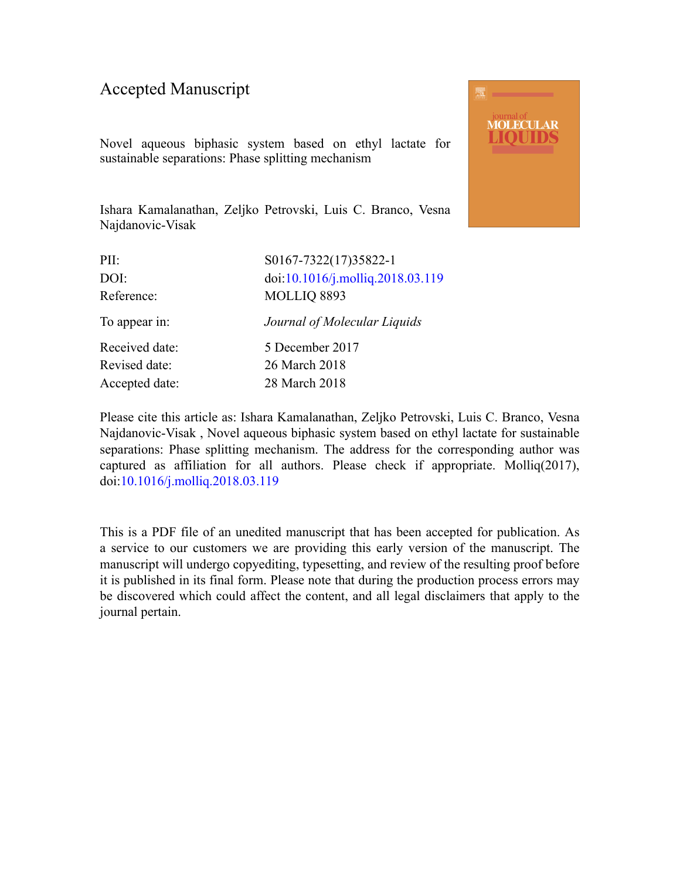# Accepted Manuscript

Novel aqueous biphasic system based on ethyl lactate for sustainable separations: Phase splitting mechanism

Ishara Kamalanathan, Zeljko Petrovski, Luis C. Branco, Vesna Najdanovic-Visak

| | |
|---|---|
| PII: | S0167-7322(17)35822-1 |
| DOI: | doi:10.1016/j.molliq.2018.03.119 |
| Reference: | MOLLIQ 8893 |
| To appear in: | *Journal of Molecular Liquids* |
| Received date: | 5 December 2017 |
| Revised date: | 26 March 2018 |
| Accepted date: | 28 March 2018 |

Please cite this article as: Ishara Kamalanathan, Zeljko Petrovski, Luis C. Branco, Vesna Najdanovic-Visak , Novel aqueous biphasic system based on ethyl lactate for sustainable separations: Phase splitting mechanism. The address for the corresponding author was captured as affiliation for all authors. Please check if appropriate. Molliq(2017), doi:10.1016/j.molliq.2018.03.119

This is a PDF file of an unedited manuscript that has been accepted for publication. As a service to our customers we are providing this early version of the manuscript. The manuscript will undergo copyediting, typesetting, and review of the resulting proof before it is published in its final form. Please note that during the production process errors may be discovered which could affect the content, and all legal disclaimers that apply to the journal pertain.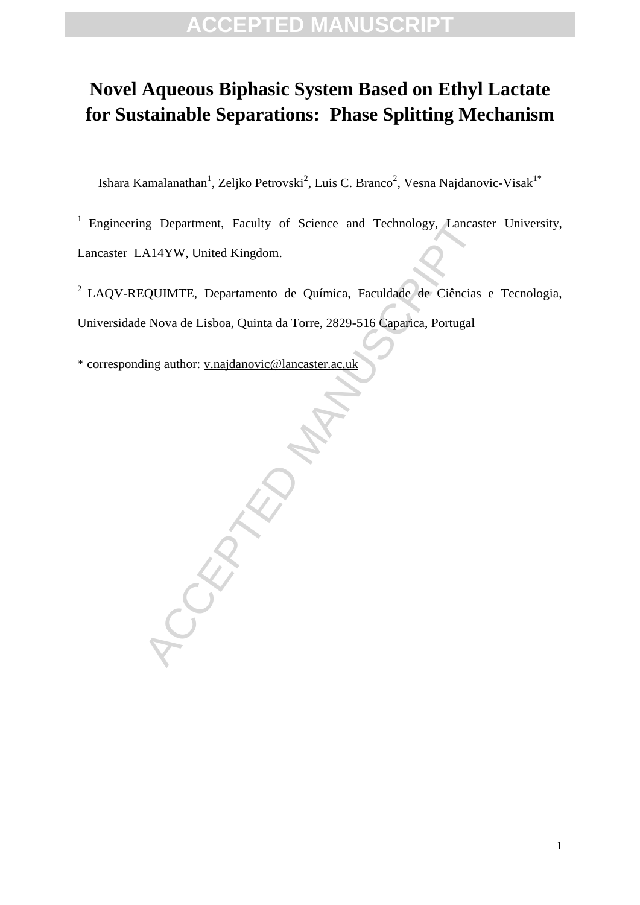# Novel Aqueous Biphasic System Based on Ethyl Lactate for Sustainable Separations: Phase Splitting Mechanism

Ishara Kamalanathan[1], Zeljko Petrovski[2], Luis C. Branco[2], Vesna Najdanovic-Visak[1*]

[1] Engineering Department, Faculty of Science and Technology, Lancaster University, Lancaster LA14YW, United Kingdom.

[2] LAQV-REQUIMTE, Departamento de Química, Faculdade de Ciências e Tecnologia, Universidade Nova de Lisboa, Quinta da Torre, 2829-516 Caparica, Portugal

* corresponding author: v.najdanovic@lancaster.ac.uk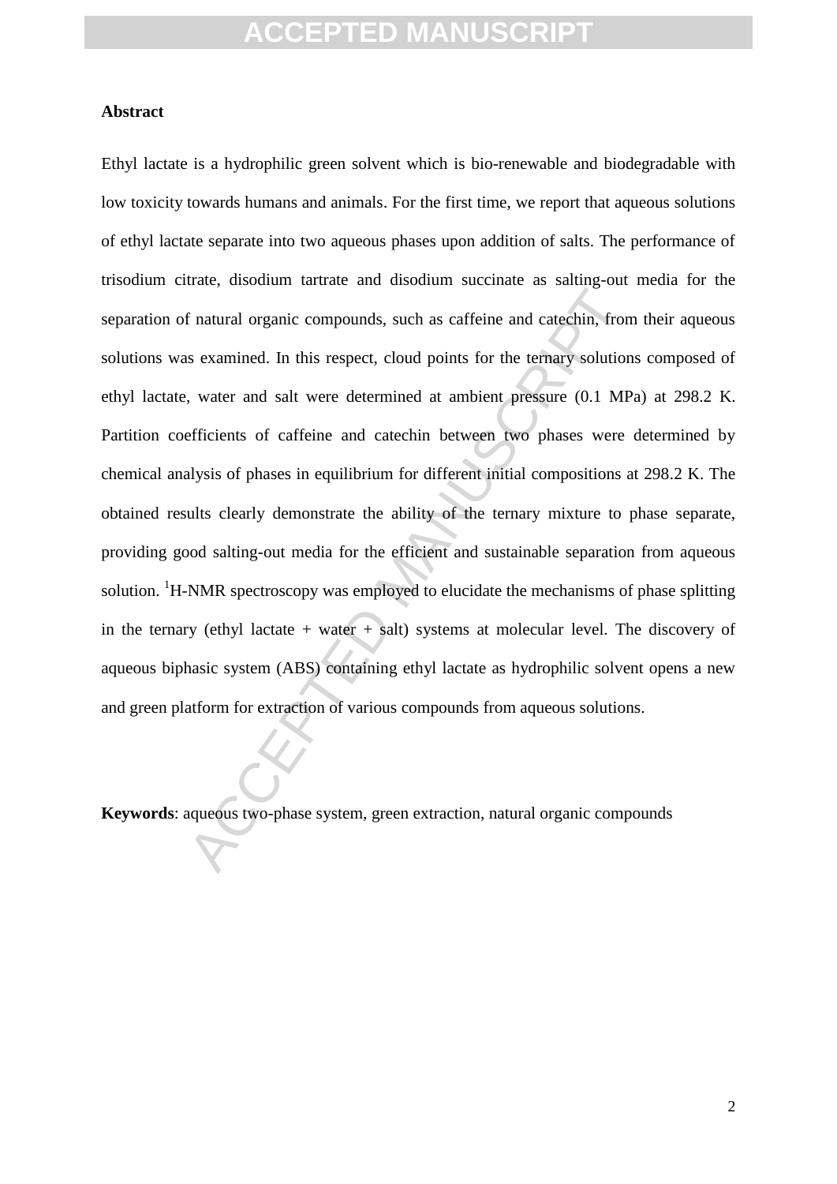## Abstract

Ethyl lactate is a hydrophilic green solvent which is bio-renewable and biodegradable with low toxicity towards humans and animals. For the first time, we report that aqueous solutions of ethyl lactate separate into two aqueous phases upon addition of salts. The performance of trisodium citrate, disodium tartrate and disodium succinate as salting-out media for the separation of natural organic compounds, such as caffeine and catechin, from their aqueous solutions was examined. In this respect, cloud points for the ternary solutions composed of ethyl lactate, water and salt were determined at ambient pressure (0.1 MPa) at 298.2 K. Partition coefficients of caffeine and catechin between two phases were determined by chemical analysis of phases in equilibrium for different initial compositions at 298.2 K. The obtained results clearly demonstrate the ability of the ternary mixture to phase separate, providing good salting-out media for the efficient and sustainable separation from aqueous solution. $^{1}$H-NMR spectroscopy was employed to elucidate the mechanisms of phase splitting in the ternary (ethyl lactate + water + salt) systems at molecular level. The discovery of aqueous biphasic system (ABS) containing ethyl lactate as hydrophilic solvent opens a new and green platform for extraction of various compounds from aqueous solutions.

**Keywords**: aqueous two-phase system, green extraction, natural organic compounds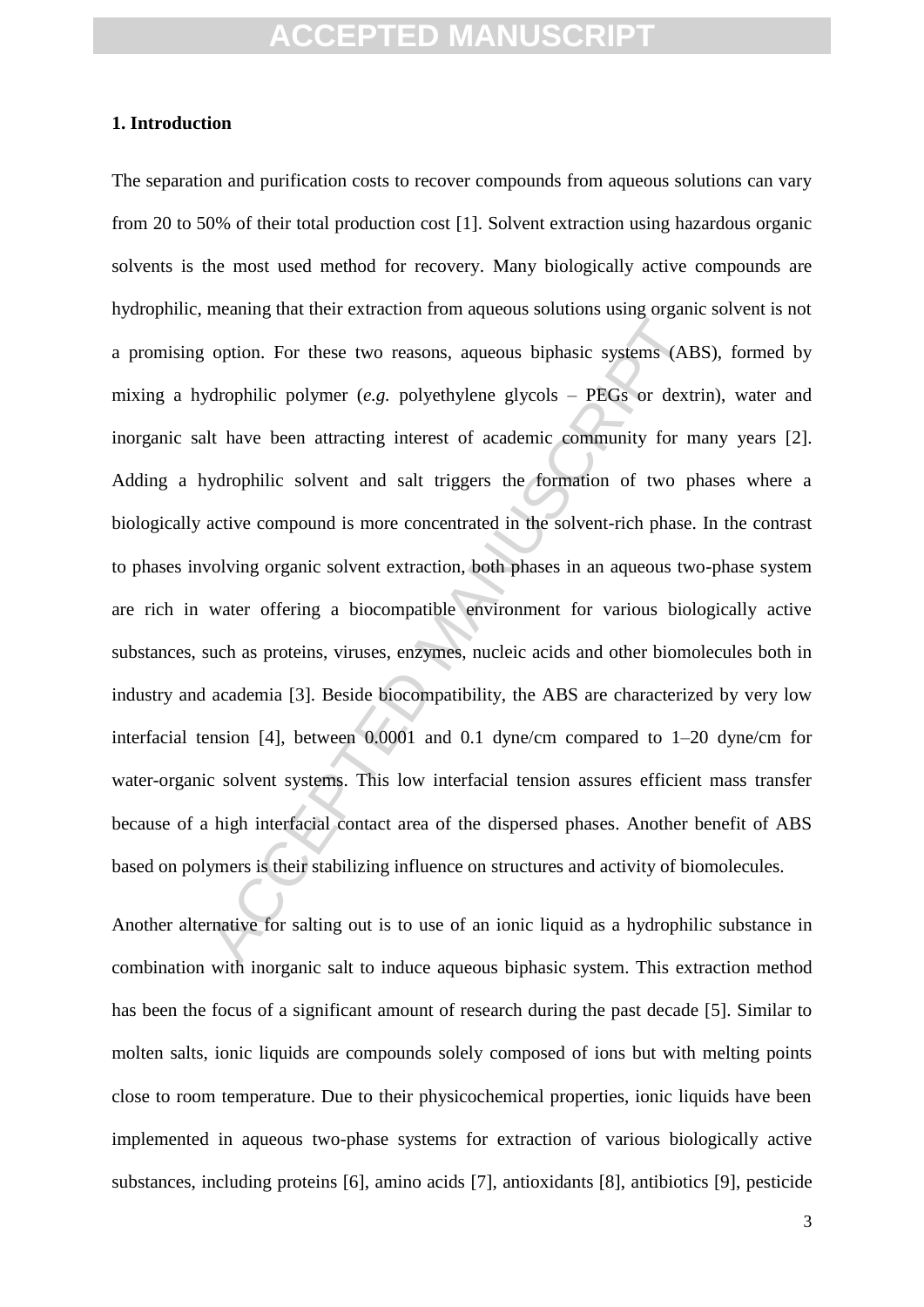## 1. Introduction

The separation and purification costs to recover compounds from aqueous solutions can vary from 20 to 50% of their total production cost [1]. Solvent extraction using hazardous organic solvents is the most used method for recovery. Many biologically active compounds are hydrophilic, meaning that their extraction from aqueous solutions using organic solvent is not a promising option. For these two reasons, aqueous biphasic systems (ABS), formed by mixing a hydrophilic polymer (*e.g.* polyethylene glycols – PEGs or dextrin), water and inorganic salt have been attracting interest of academic community for many years [2]. Adding a hydrophilic solvent and salt triggers the formation of two phases where a biologically active compound is more concentrated in the solvent-rich phase. In the contrast to phases involving organic solvent extraction, both phases in an aqueous two-phase system are rich in water offering a biocompatible environment for various biologically active substances, such as proteins, viruses, enzymes, nucleic acids and other biomolecules both in industry and academia [3]. Beside biocompatibility, the ABS are characterized by very low interfacial tension [4], between 0.0001 and 0.1 dyne/cm compared to 1–20 dyne/cm for water-organic solvent systems. This low interfacial tension assures efficient mass transfer because of a high interfacial contact area of the dispersed phases. Another benefit of ABS based on polymers is their stabilizing influence on structures and activity of biomolecules.

Another alternative for salting out is to use of an ionic liquid as a hydrophilic substance in combination with inorganic salt to induce aqueous biphasic system. This extraction method has been the focus of a significant amount of research during the past decade [5]. Similar to molten salts, ionic liquids are compounds solely composed of ions but with melting points close to room temperature. Due to their physicochemical properties, ionic liquids have been implemented in aqueous two-phase systems for extraction of various biologically active substances, including proteins [6], amino acids [7], antioxidants [8], antibiotics [9], pesticide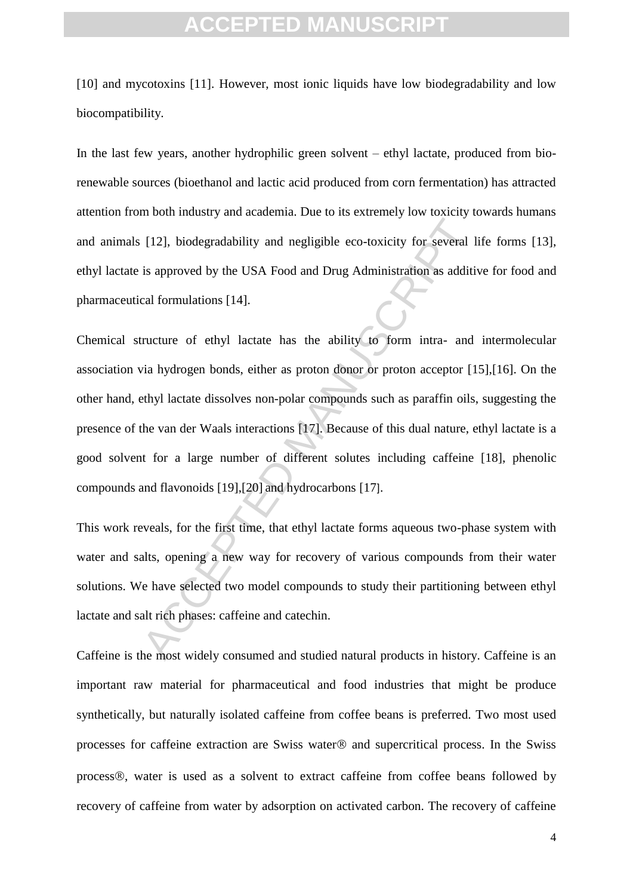[10] and mycotoxins [11]. However, most ionic liquids have low biodegradability and low biocompatibility.

In the last few years, another hydrophilic green solvent – ethyl lactate, produced from bio-renewable sources (bioethanol and lactic acid produced from corn fermentation) has attracted attention from both industry and academia. Due to its extremely low toxicity towards humans and animals [12], biodegradability and negligible eco-toxicity for several life forms [13], ethyl lactate is approved by the USA Food and Drug Administration as additive for food and pharmaceutical formulations [14].

Chemical structure of ethyl lactate has the ability to form intra- and intermolecular association via hydrogen bonds, either as proton donor or proton acceptor [15],[16]. On the other hand, ethyl lactate dissolves non-polar compounds such as paraffin oils, suggesting the presence of the van der Waals interactions [17]. Because of this dual nature, ethyl lactate is a good solvent for a large number of different solutes including caffeine [18], phenolic compounds and flavonoids [19],[20] and hydrocarbons [17].

This work reveals, for the first time, that ethyl lactate forms aqueous two-phase system with water and salts, opening a new way for recovery of various compounds from their water solutions. We have selected two model compounds to study their partitioning between ethyl lactate and salt rich phases: caffeine and catechin.

Caffeine is the most widely consumed and studied natural products in history. Caffeine is an important raw material for pharmaceutical and food industries that might be produce synthetically, but naturally isolated caffeine from coffee beans is preferred. Two most used processes for caffeine extraction are Swiss water® and supercritical process. In the Swiss process®, water is used as a solvent to extract caffeine from coffee beans followed by recovery of caffeine from water by adsorption on activated carbon. The recovery of caffeine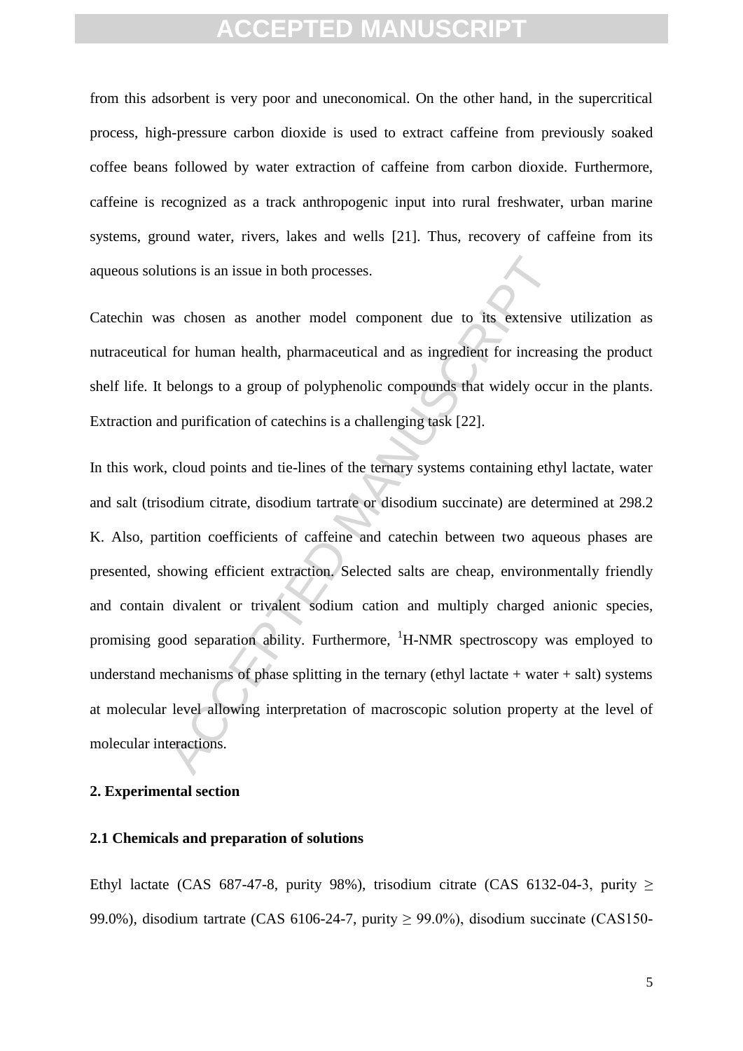from this adsorbent is very poor and uneconomical. On the other hand, in the supercritical process, high-pressure carbon dioxide is used to extract caffeine from previously soaked coffee beans followed by water extraction of caffeine from carbon dioxide. Furthermore, caffeine is recognized as a track anthropogenic input into rural freshwater, urban marine systems, ground water, rivers, lakes and wells [21]. Thus, recovery of caffeine from its aqueous solutions is an issue in both processes.

Catechin was chosen as another model component due to its extensive utilization as nutraceutical for human health, pharmaceutical and as ingredient for increasing the product shelf life. It belongs to a group of polyphenolic compounds that widely occur in the plants. Extraction and purification of catechins is a challenging task [22].

In this work, cloud points and tie-lines of the ternary systems containing ethyl lactate, water and salt (trisodium citrate, disodium tartrate or disodium succinate) are determined at 298.2 K. Also, partition coefficients of caffeine and catechin between two aqueous phases are presented, showing efficient extraction. Selected salts are cheap, environmentally friendly and contain divalent or trivalent sodium cation and multiply charged anionic species, promising good separation ability. Furthermore, $^{1}$H-NMR spectroscopy was employed to understand mechanisms of phase splitting in the ternary (ethyl lactate + water + salt) systems at molecular level allowing interpretation of macroscopic solution property at the level of molecular interactions.

## 2. Experimental section

### 2.1 Chemicals and preparation of solutions

Ethyl lactate (CAS 687-47-8, purity 98%), trisodium citrate (CAS 6132-04-3, purity ≥ 99.0%), disodium tartrate (CAS 6106-24-7, purity ≥ 99.0%), disodium succinate (CAS150-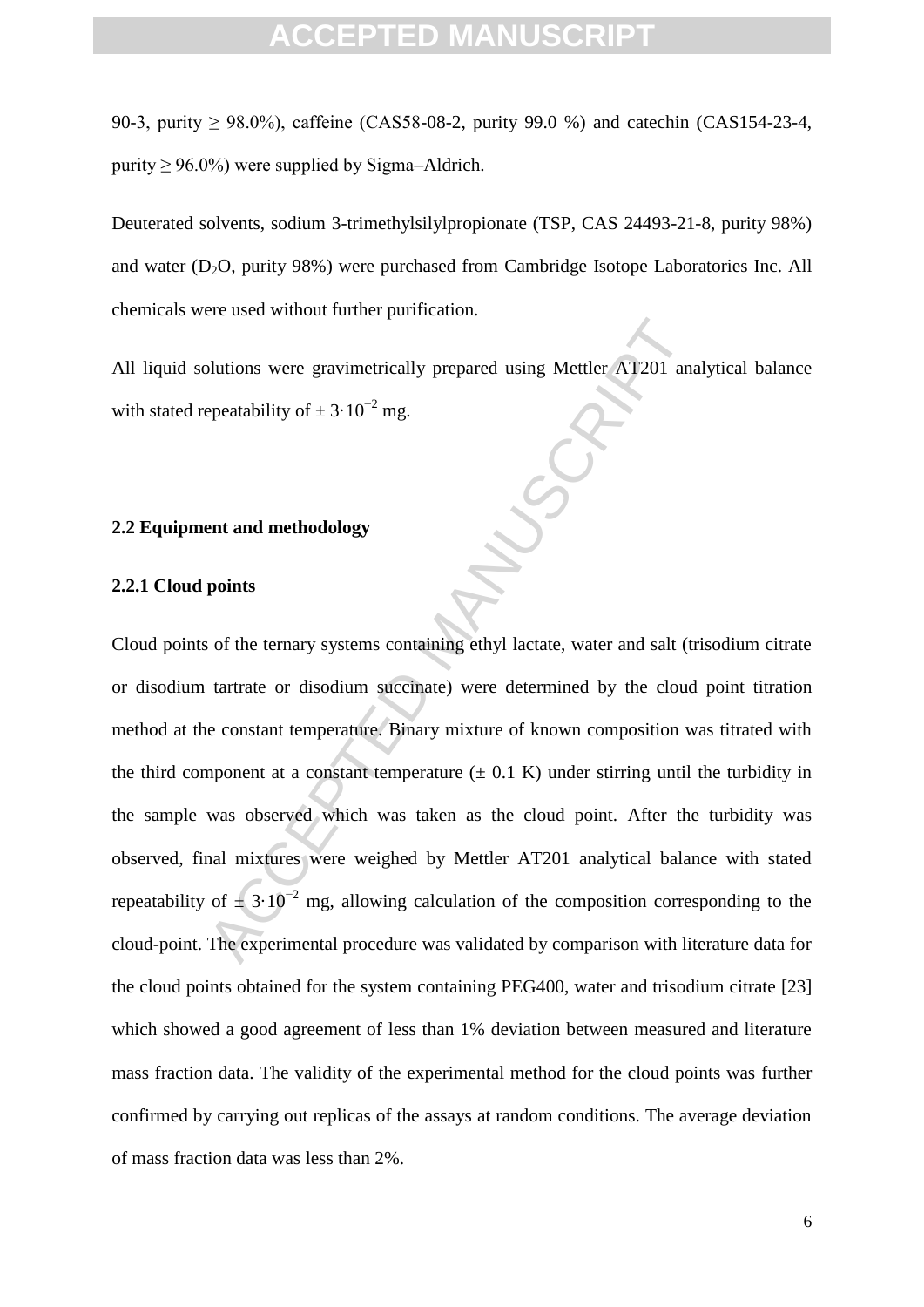90-3, purity ≥ 98.0%), caffeine (CAS58-08-2, purity 99.0 %) and catechin (CAS154-23-4, purity ≥ 96.0%) were supplied by Sigma–Aldrich.

Deuterated solvents, sodium 3-trimethylsilylpropionate (TSP, CAS 24493-21-8, purity 98%) and water ($D_2O$, purity 98%) were purchased from Cambridge Isotope Laboratories Inc. All chemicals were used without further purification.

All liquid solutions were gravimetrically prepared using Mettler AT201 analytical balance with stated repeatability of $\pm 3 \cdot 10^{-2}$ mg.

### 2.2 Equipment and methodology

#### 2.2.1 Cloud points

Cloud points of the ternary systems containing ethyl lactate, water and salt (trisodium citrate or disodium tartrate or disodium succinate) were determined by the cloud point titration method at the constant temperature. Binary mixture of known composition was titrated with the third component at a constant temperature (± 0.1 K) under stirring until the turbidity in the sample was observed which was taken as the cloud point. After the turbidity was observed, final mixtures were weighed by Mettler AT201 analytical balance with stated repeatability of $\pm 3 \cdot 10^{-2}$ mg, allowing calculation of the composition corresponding to the cloud-point. The experimental procedure was validated by comparison with literature data for the cloud points obtained for the system containing PEG400, water and trisodium citrate [23] which showed a good agreement of less than 1% deviation between measured and literature mass fraction data. The validity of the experimental method for the cloud points was further confirmed by carrying out replicas of the assays at random conditions. The average deviation of mass fraction data was less than 2%.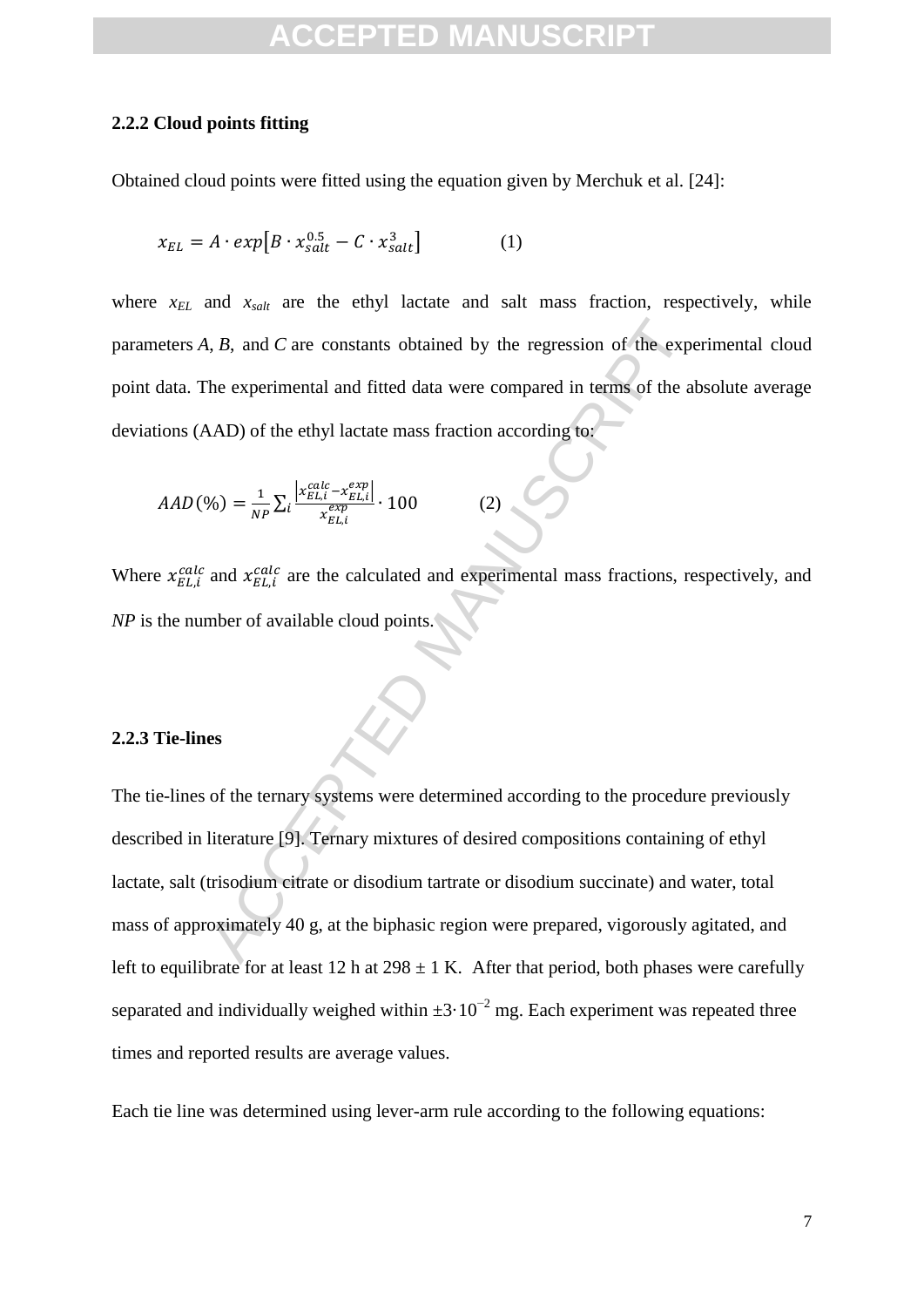### 2.2.2 Cloud points fitting

Obtained cloud points were fitted using the equation given by Merchuk et al. [24]:

$$x_{EL} = A \cdot exp\left[B \cdot x_{salt}^{0.5} - C \cdot x_{salt}^{3}\right] \qquad (1)$$

where $x_{EL}$ and $x_{salt}$ are the ethyl lactate and salt mass fraction, respectively, while parameters *A*, *B*, and *C* are constants obtained by the regression of the experimental cloud point data. The experimental and fitted data were compared in terms of the absolute average deviations (AAD) of the ethyl lactate mass fraction according to:

$$AAD(\%) = \frac{1}{NP}\sum_i \frac{\left|x_{EL,i}^{calc} - x_{EL,i}^{exp}\right|}{x_{EL,i}^{exp}} \cdot 100 \qquad (2)$$

Where $x_{EL,i}^{calc}$ and $x_{EL,i}^{calc}$ are the calculated and experimental mass fractions, respectively, and *NP* is the number of available cloud points.

### 2.2.3 Tie-lines

The tie-lines of the ternary systems were determined according to the procedure previously described in literature [9]. Ternary mixtures of desired compositions containing of ethyl lactate, salt (trisodium citrate or disodium tartrate or disodium succinate) and water, total mass of approximately 40 g, at the biphasic region were prepared, vigorously agitated, and left to equilibrate for at least 12 h at 298 ± 1 K. After that period, both phases were carefully separated and individually weighed within $\pm 3 \cdot 10^{-2}$ mg. Each experiment was repeated three times and reported results are average values.

Each tie line was determined using lever-arm rule according to the following equations: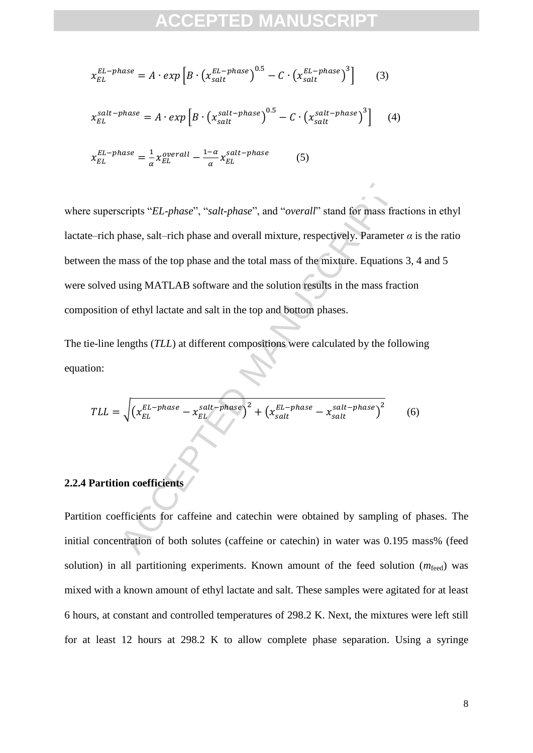$$x_{EL}^{EL-phase} = A \cdot exp\left[B \cdot \left(x_{salt}^{EL-phase}\right)^{0.5} - C \cdot \left(x_{salt}^{EL-phase}\right)^{3}\right] \qquad (3)$$

$$x_{EL}^{salt-phase} = A \cdot exp\left[B \cdot \left(x_{salt}^{salt-phase}\right)^{0.5} - C \cdot \left(x_{salt}^{salt-phase}\right)^{3}\right] \qquad (4)$$

$$x_{EL}^{EL-phase} = \frac{1}{\alpha} x_{EL}^{overall} - \frac{1-\alpha}{\alpha} x_{EL}^{salt-phase} \qquad (5)$$

where superscripts "*EL-phase*", "*salt-phase*", and "*overall*" stand for mass fractions in ethyl lactate–rich phase, salt–rich phase and overall mixture, respectively. Parameter $\alpha$ is the ratio between the mass of the top phase and the total mass of the mixture. Equations 3, 4 and 5 were solved using MATLAB software and the solution results in the mass fraction composition of ethyl lactate and salt in the top and bottom phases.

The tie-line lengths (*TLL*) at different compositions were calculated by the following equation:

$$TLL = \sqrt{\left(x_{EL}^{EL-phase} - x_{EL}^{salt-phase}\right)^{2} + \left(x_{salt}^{EL-phase} - x_{salt}^{salt-phase}\right)^{2}} \qquad (6)$$

### 2.2.4 Partition coefficients

Partition coefficients for caffeine and catechin were obtained by sampling of phases. The initial concentration of both solutes (caffeine or catechin) in water was 0.195 mass% (feed solution) in all partitioning experiments. Known amount of the feed solution ($m_{feed}$) was mixed with a known amount of ethyl lactate and salt. These samples were agitated for at least 6 hours, at constant and controlled temperatures of 298.2 K. Next, the mixtures were left still for at least 12 hours at 298.2 K to allow complete phase separation. Using a syringe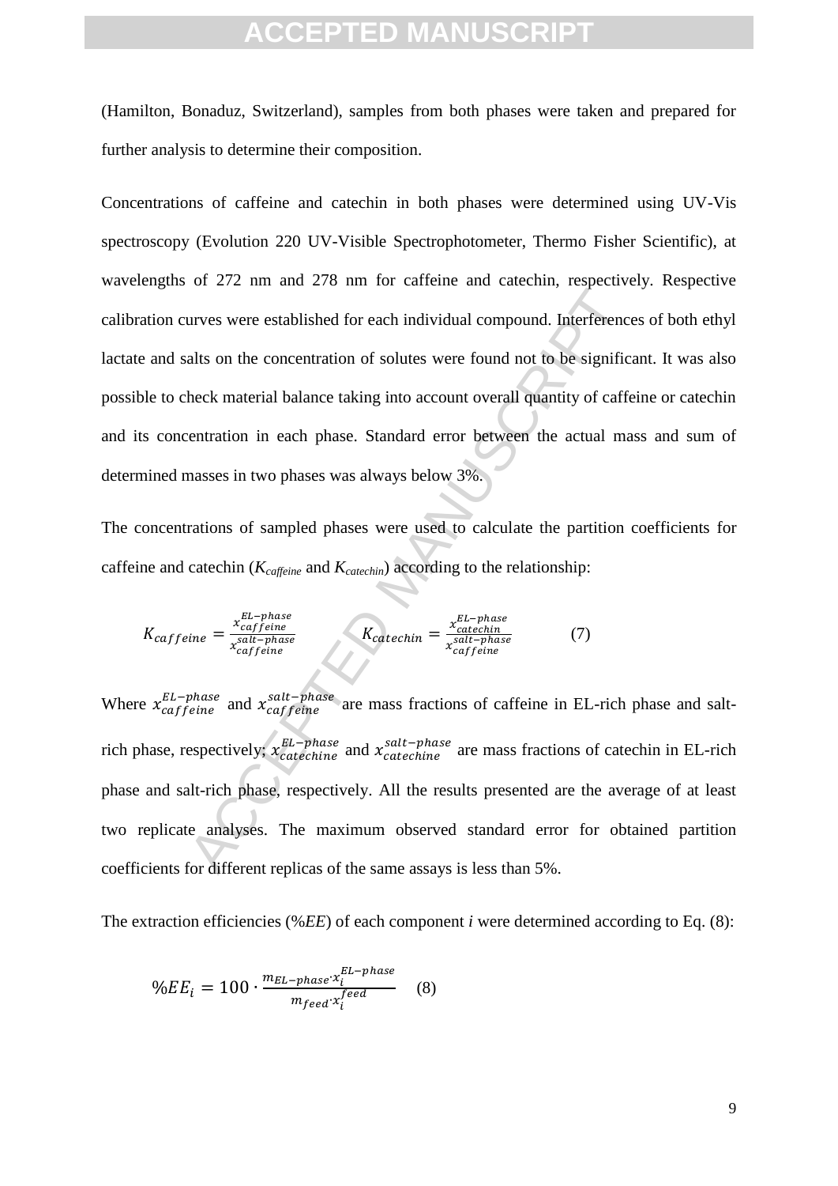(Hamilton, Bonaduz, Switzerland), samples from both phases were taken and prepared for further analysis to determine their composition.

Concentrations of caffeine and catechin in both phases were determined using UV-Vis spectroscopy (Evolution 220 UV-Visible Spectrophotometer, Thermo Fisher Scientific), at wavelengths of 272 nm and 278 nm for caffeine and catechin, respectively. Respective calibration curves were established for each individual compound. Interferences of both ethyl lactate and salts on the concentration of solutes were found not to be significant. It was also possible to check material balance taking into account overall quantity of caffeine or catechin and its concentration in each phase. Standard error between the actual mass and sum of determined masses in two phases was always below 3%.

The concentrations of sampled phases were used to calculate the partition coefficients for caffeine and catechin ($K_{caffeine}$ and $K_{catechin}$) according to the relationship:

$$K_{caffeine} = \frac{x_{caffeine}^{EL-phase}}{x_{caffeine}^{salt-phase}} \qquad K_{catechin} = \frac{x_{catechin}^{EL-phase}}{x_{caffeine}^{salt-phase}} \qquad (7)$$

Where $x_{caffeine}^{EL-phase}$ and $x_{caffeine}^{salt-phase}$ are mass fractions of caffeine in EL-rich phase and salt-rich phase, respectively; $x_{catechine}^{EL-phase}$ and $x_{catechine}^{salt-phase}$ are mass fractions of catechin in EL-rich phase and salt-rich phase, respectively. All the results presented are the average of at least two replicate analyses. The maximum observed standard error for obtained partition coefficients for different replicas of the same assays is less than 5%.

The extraction efficiencies (%*EE*) of each component *i* were determined according to Eq. (8):

$$\%EE_i = 100 \cdot \frac{m_{EL-phase} \cdot x_i^{EL-phase}}{m_{feed} \cdot x_i^{feed}} \qquad (8)$$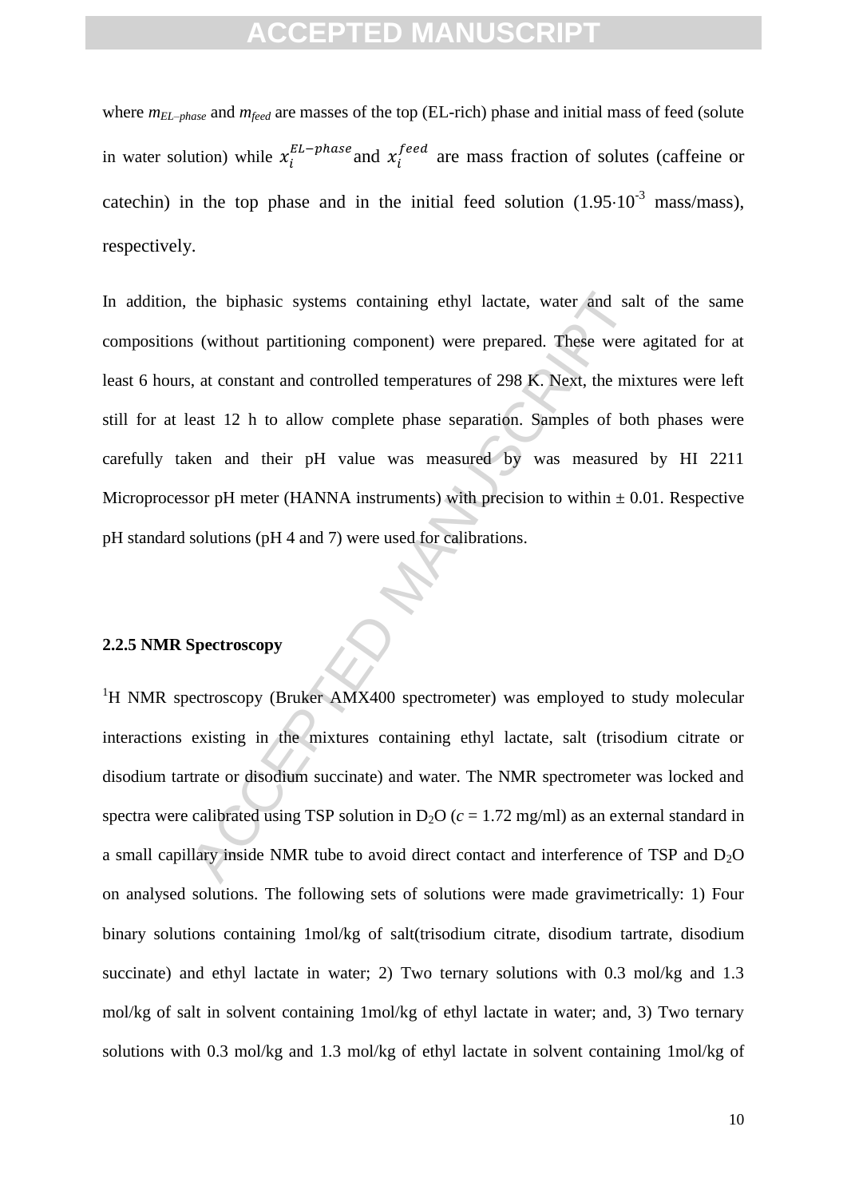where $m_{EL-phase}$ and $m_{feed}$ are masses of the top (EL-rich) phase and initial mass of feed (solute in water solution) while $x_i^{EL-phase}$ and $x_i^{feed}$ are mass fraction of solutes (caffeine or catechin) in the top phase and in the initial feed solution ($1.95 \cdot 10^{-3}$ mass/mass), respectively.

In addition, the biphasic systems containing ethyl lactate, water and salt of the same compositions (without partitioning component) were prepared. These were agitated for at least 6 hours, at constant and controlled temperatures of 298 K. Next, the mixtures were left still for at least 12 h to allow complete phase separation. Samples of both phases were carefully taken and their pH value was measured by was measured by HI 2211 Microprocessor pH meter (HANNA instruments) with precision to within ± 0.01. Respective pH standard solutions (pH 4 and 7) were used for calibrations.

### 2.2.5 NMR Spectroscopy

$^1$H NMR spectroscopy (Bruker AMX400 spectrometer) was employed to study molecular interactions existing in the mixtures containing ethyl lactate, salt (trisodium citrate or disodium tartrate or disodium succinate) and water. The NMR spectrometer was locked and spectra were calibrated using TSP solution in $D_2O$ ($c$ = 1.72 mg/ml) as an external standard in a small capillary inside NMR tube to avoid direct contact and interference of TSP and $D_2O$ on analysed solutions. The following sets of solutions were made gravimetrically: 1) Four binary solutions containing 1mol/kg of salt(trisodium citrate, disodium tartrate, disodium succinate) and ethyl lactate in water; 2) Two ternary solutions with 0.3 mol/kg and 1.3 mol/kg of salt in solvent containing 1mol/kg of ethyl lactate in water; and, 3) Two ternary solutions with 0.3 mol/kg and 1.3 mol/kg of ethyl lactate in solvent containing 1mol/kg of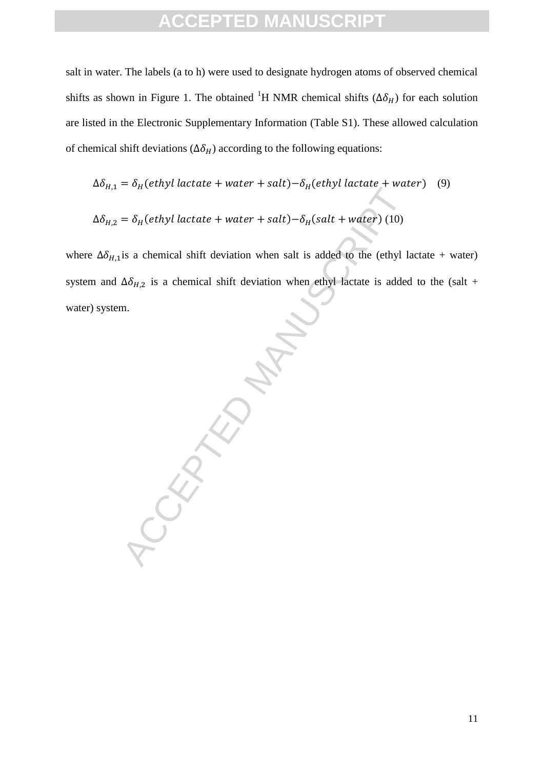salt in water. The labels (a to h) were used to designate hydrogen atoms of observed chemical shifts as shown in Figure 1. The obtained [1]H NMR chemical shifts ($\Delta\delta_H$) for each solution are listed in the Electronic Supplementary Information (Table S1). These allowed calculation of chemical shift deviations ($\Delta\delta_H$) according to the following equations:

$$\Delta\delta_{H,1} = \delta_H(ethyl\ lactate + water + salt) - \delta_H(ethyl\ lactate + water) \quad (9)$$

$$\Delta\delta_{H,2} = \delta_H(ethyl\ lactate + water + salt) - \delta_H(salt + water) \quad (10)$$

where $\Delta\delta_{H,1}$ is a chemical shift deviation when salt is added to the (ethyl lactate + water) system and $\Delta\delta_{H,2}$ is a chemical shift deviation when ethyl lactate is added to the (salt + water) system.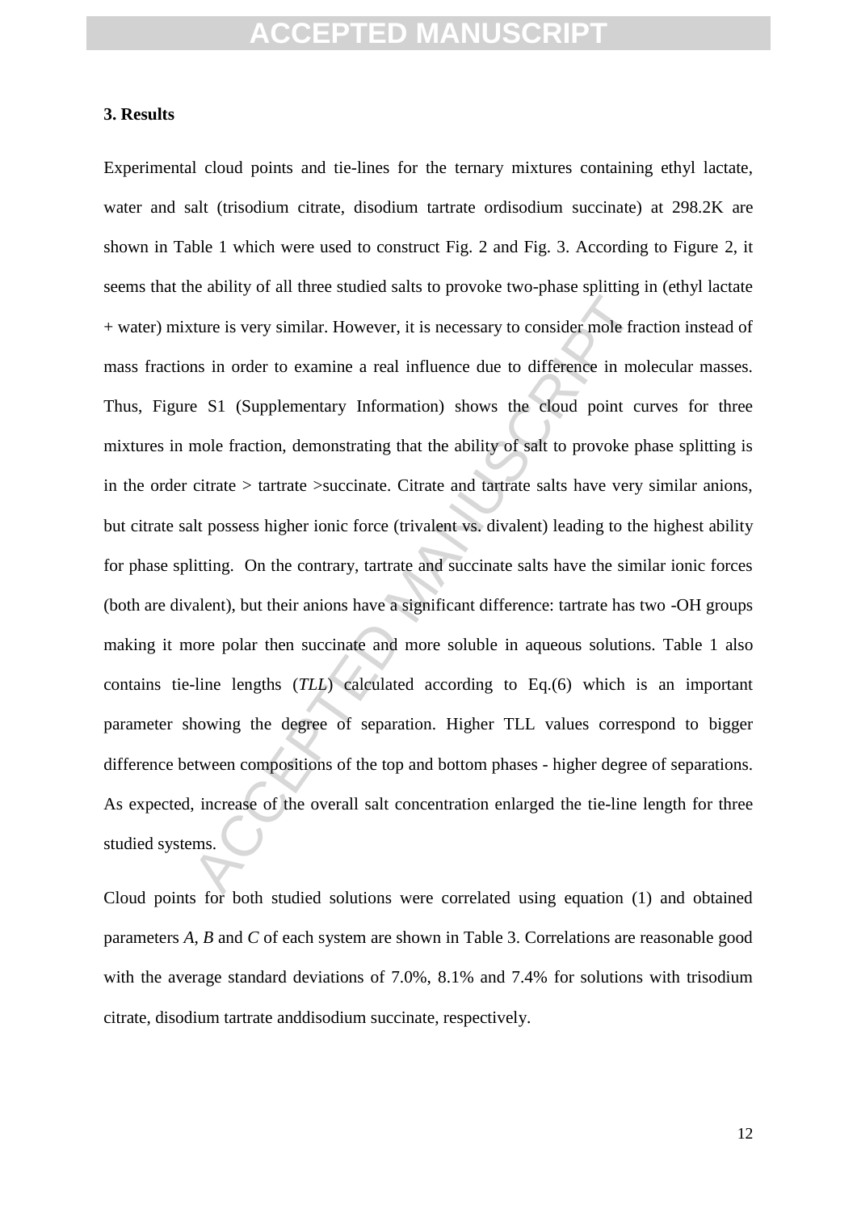### 3. Results

Experimental cloud points and tie-lines for the ternary mixtures containing ethyl lactate, water and salt (trisodium citrate, disodium tartrate ordisodium succinate) at 298.2K are shown in Table 1 which were used to construct Fig. 2 and Fig. 3. According to Figure 2, it seems that the ability of all three studied salts to provoke two-phase splitting in (ethyl lactate + water) mixture is very similar. However, it is necessary to consider mole fraction instead of mass fractions in order to examine a real influence due to difference in molecular masses. Thus, Figure S1 (Supplementary Information) shows the cloud point curves for three mixtures in mole fraction, demonstrating that the ability of salt to provoke phase splitting is in the order citrate > tartrate >succinate. Citrate and tartrate salts have very similar anions, but citrate salt possess higher ionic force (trivalent vs. divalent) leading to the highest ability for phase splitting. On the contrary, tartrate and succinate salts have the similar ionic forces (both are divalent), but their anions have a significant difference: tartrate has two -OH groups making it more polar then succinate and more soluble in aqueous solutions. Table 1 also contains tie-line lengths (*TLL*) calculated according to Eq.(6) which is an important parameter showing the degree of separation. Higher TLL values correspond to bigger difference between compositions of the top and bottom phases - higher degree of separations. As expected, increase of the overall salt concentration enlarged the tie-line length for three studied systems.

Cloud points for both studied solutions were correlated using equation (1) and obtained parameters *A*, *B* and *C* of each system are shown in Table 3. Correlations are reasonable good with the average standard deviations of 7.0%, 8.1% and 7.4% for solutions with trisodium citrate, disodium tartrate anddisodium succinate, respectively.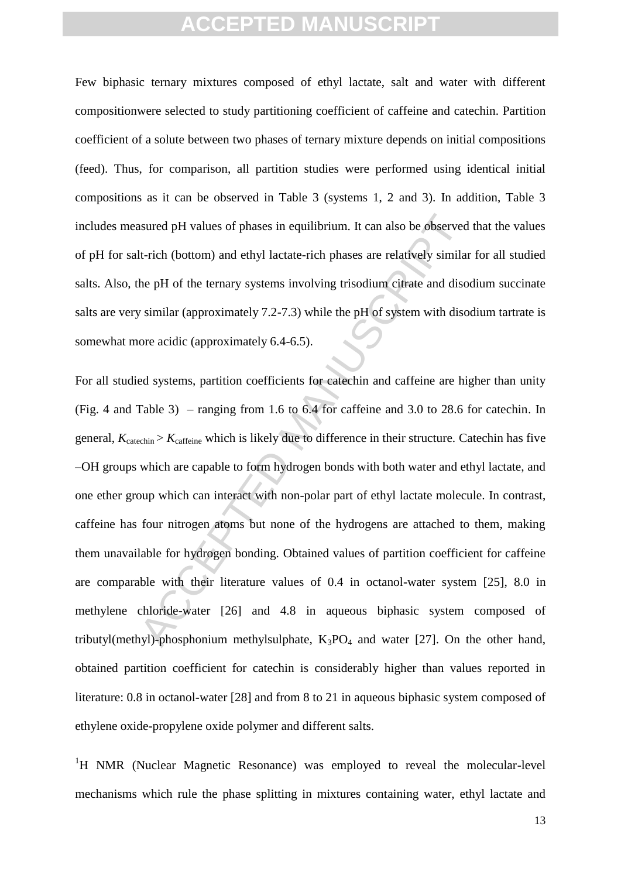Few biphasic ternary mixtures composed of ethyl lactate, salt and water with different compositionwere selected to study partitioning coefficient of caffeine and catechin. Partition coefficient of a solute between two phases of ternary mixture depends on initial compositions (feed). Thus, for comparison, all partition studies were performed using identical initial compositions as it can be observed in Table 3 (systems 1, 2 and 3). In addition, Table 3 includes measured pH values of phases in equilibrium. It can also be observed that the values of pH for salt-rich (bottom) and ethyl lactate-rich phases are relatively similar for all studied salts. Also, the pH of the ternary systems involving trisodium citrate and disodium succinate salts are very similar (approximately 7.2-7.3) while the pH of system with disodium tartrate is somewhat more acidic (approximately 6.4-6.5).

For all studied systems, partition coefficients for catechin and caffeine are higher than unity (Fig. 4 and Table 3) – ranging from 1.6 to 6.4 for caffeine and 3.0 to 28.6 for catechin. In general, $K_{\text{catechin}} > K_{\text{caffeine}}$ which is likely due to difference in their structure. Catechin has five –OH groups which are capable to form hydrogen bonds with both water and ethyl lactate, and one ether group which can interact with non-polar part of ethyl lactate molecule. In contrast, caffeine has four nitrogen atoms but none of the hydrogens are attached to them, making them unavailable for hydrogen bonding. Obtained values of partition coefficient for caffeine are comparable with their literature values of 0.4 in octanol-water system [25], 8.0 in methylene chloride-water [26] and 4.8 in aqueous biphasic system composed of tributyl(methyl)-phosphonium methylsulphate, $K_3PO_4$ and water [27]. On the other hand, obtained partition coefficient for catechin is considerably higher than values reported in literature: 0.8 in octanol-water [28] and from 8 to 21 in aqueous biphasic system composed of ethylene oxide-propylene oxide polymer and different salts.

$^1$H NMR (Nuclear Magnetic Resonance) was employed to reveal the molecular-level mechanisms which rule the phase splitting in mixtures containing water, ethyl lactate and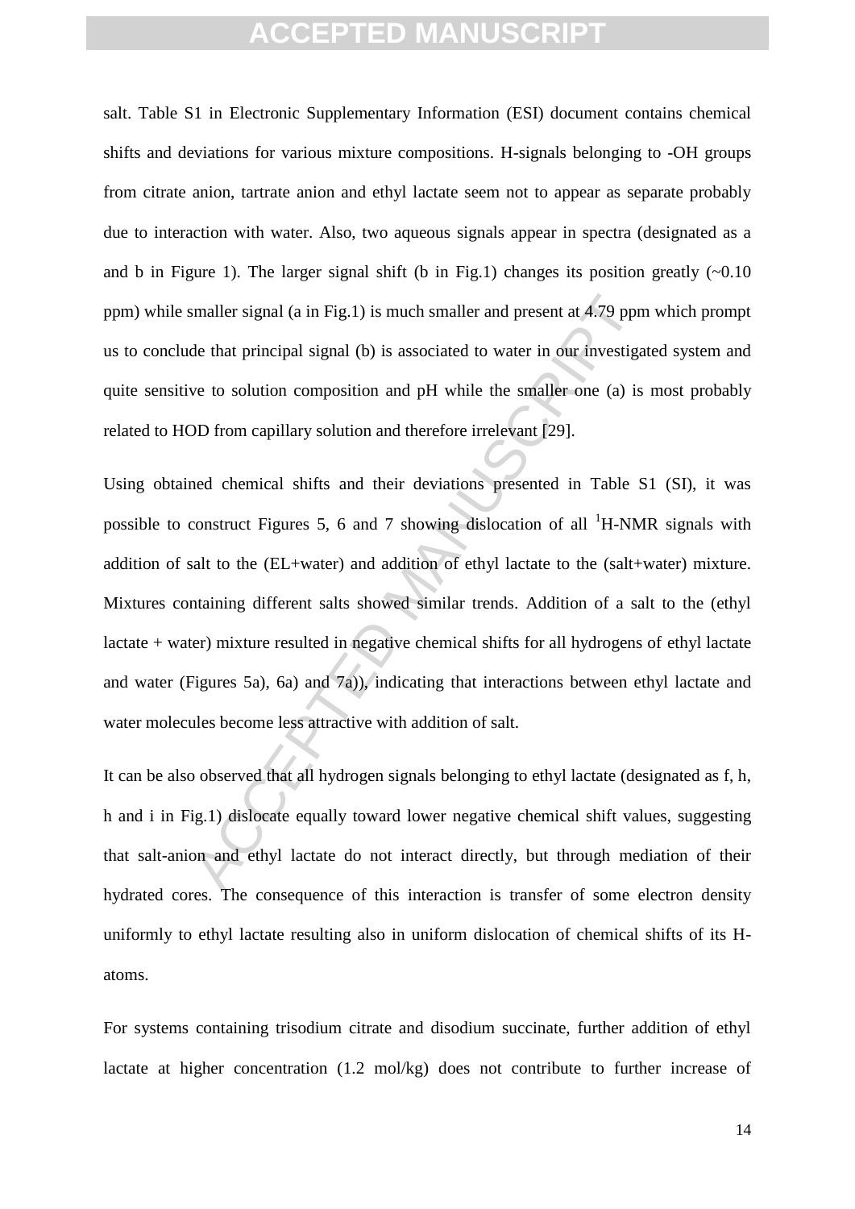salt. Table S1 in Electronic Supplementary Information (ESI) document contains chemical shifts and deviations for various mixture compositions. H-signals belonging to -OH groups from citrate anion, tartrate anion and ethyl lactate seem not to appear as separate probably due to interaction with water. Also, two aqueous signals appear in spectra (designated as a and b in Figure 1). The larger signal shift (b in Fig.1) changes its position greatly (~0.10 ppm) while smaller signal (a in Fig.1) is much smaller and present at 4.79 ppm which prompt us to conclude that principal signal (b) is associated to water in our investigated system and quite sensitive to solution composition and pH while the smaller one (a) is most probably related to HOD from capillary solution and therefore irrelevant [29].

Using obtained chemical shifts and their deviations presented in Table S1 (SI), it was possible to construct Figures 5, 6 and 7 showing dislocation of all $^{1}$H-NMR signals with addition of salt to the (EL+water) and addition of ethyl lactate to the (salt+water) mixture. Mixtures containing different salts showed similar trends. Addition of a salt to the (ethyl lactate + water) mixture resulted in negative chemical shifts for all hydrogens of ethyl lactate and water (Figures 5a), 6a) and 7a)), indicating that interactions between ethyl lactate and water molecules become less attractive with addition of salt.

It can be also observed that all hydrogen signals belonging to ethyl lactate (designated as f, h, h and i in Fig.1) dislocate equally toward lower negative chemical shift values, suggesting that salt-anion and ethyl lactate do not interact directly, but through mediation of their hydrated cores. The consequence of this interaction is transfer of some electron density uniformly to ethyl lactate resulting also in uniform dislocation of chemical shifts of its H-atoms.

For systems containing trisodium citrate and disodium succinate, further addition of ethyl lactate at higher concentration (1.2 mol/kg) does not contribute to further increase of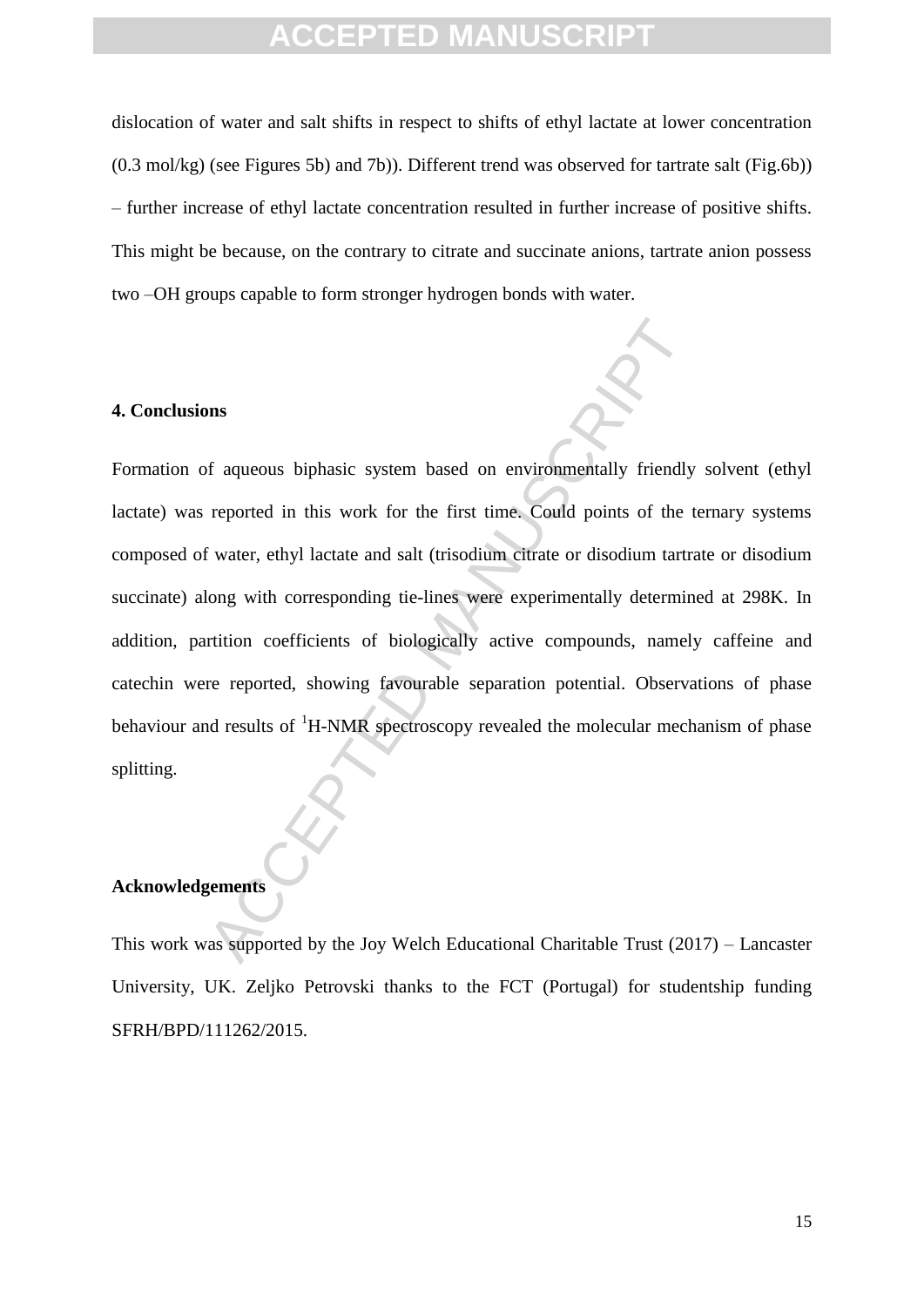dislocation of water and salt shifts in respect to shifts of ethyl lactate at lower concentration (0.3 mol/kg) (see Figures 5b) and 7b)). Different trend was observed for tartrate salt (Fig.6b)) – further increase of ethyl lactate concentration resulted in further increase of positive shifts. This might be because, on the contrary to citrate and succinate anions, tartrate anion possess two –OH groups capable to form stronger hydrogen bonds with water.

## 4. Conclusions

Formation of aqueous biphasic system based on environmentally friendly solvent (ethyl lactate) was reported in this work for the first time. Could points of the ternary systems composed of water, ethyl lactate and salt (trisodium citrate or disodium tartrate or disodium succinate) along with corresponding tie-lines were experimentally determined at 298K. In addition, partition coefficients of biologically active compounds, namely caffeine and catechin were reported, showing favourable separation potential. Observations of phase behaviour and results of $^1$H-NMR spectroscopy revealed the molecular mechanism of phase splitting.

## Acknowledgements

This work was supported by the Joy Welch Educational Charitable Trust (2017) – Lancaster University, UK. Zeljko Petrovski thanks to the FCT (Portugal) for studentship funding SFRH/BPD/111262/2015.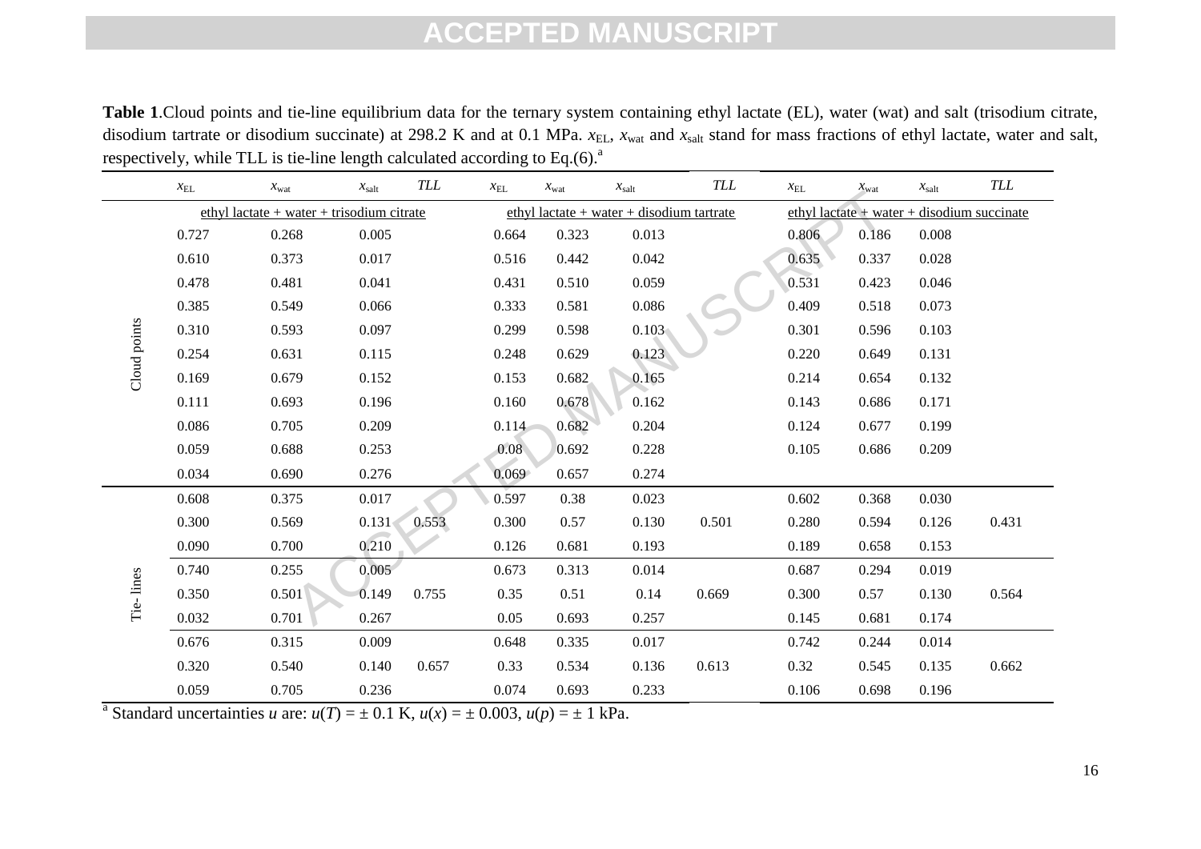**Table 1**.Cloud points and tie-line equilibrium data for the ternary system containing ethyl lactate (EL), water (wat) and salt (trisodium citrate, disodium tartrate or disodium succinate) at 298.2 K and at 0.1 MPa. $x_{EL}$, $x_{wat}$ and $x_{salt}$ stand for mass fractions of ethyl lactate, water and salt, respectively, while TLL is tie-line length calculated according to Eq.(6).[a]

| | $x_{EL}$ | $x_{wat}$ | $x_{salt}$ | $TLL$ | $x_{EL}$ | $x_{wat}$ | $x_{salt}$ | $TLL$ | $x_{EL}$ | $x_{wat}$ | $x_{salt}$ | $TLL$ |
|---|---|---|---|---|---|---|---|---|---|---|---|---|
| | ethyl lactate + water + trisodium citrate | | | | ethyl lactate + water + disodium tartrate | | | | ethyl lactate + water + disodium succinate | | | |
| Cloud points | 0.727 | 0.268 | 0.005 | | 0.664 | 0.323 | 0.013 | | 0.806 | 0.186 | 0.008 | |
| | 0.610 | 0.373 | 0.017 | | 0.516 | 0.442 | 0.042 | | 0.635 | 0.337 | 0.028 | |
| | 0.478 | 0.481 | 0.041 | | 0.431 | 0.510 | 0.059 | | 0.531 | 0.423 | 0.046 | |
| | 0.385 | 0.549 | 0.066 | | 0.333 | 0.581 | 0.086 | | 0.409 | 0.518 | 0.073 | |
| | 0.310 | 0.593 | 0.097 | | 0.299 | 0.598 | 0.103 | | 0.301 | 0.596 | 0.103 | |
| | 0.254 | 0.631 | 0.115 | | 0.248 | 0.629 | 0.123 | | 0.220 | 0.649 | 0.131 | |
| | 0.169 | 0.679 | 0.152 | | 0.153 | 0.682 | 0.165 | | 0.214 | 0.654 | 0.132 | |
| | 0.111 | 0.693 | 0.196 | | 0.160 | 0.678 | 0.162 | | 0.143 | 0.686 | 0.171 | |
| | 0.086 | 0.705 | 0.209 | | 0.114 | 0.682 | 0.204 | | 0.124 | 0.677 | 0.199 | |
| | 0.059 | 0.688 | 0.253 | | 0.08 | 0.692 | 0.228 | | 0.105 | 0.686 | 0.209 | |
| | 0.034 | 0.690 | 0.276 | | 0.069 | 0.657 | 0.274 | | | | | |
| Tie- lines | 0.608 | 0.375 | 0.017 | | 0.597 | 0.38 | 0.023 | | 0.602 | 0.368 | 0.030 | |
| | 0.300 | 0.569 | 0.131 | 0.553 | 0.300 | 0.57 | 0.130 | 0.501 | 0.280 | 0.594 | 0.126 | 0.431 |
| | 0.090 | 0.700 | 0.210 | | 0.126 | 0.681 | 0.193 | | 0.189 | 0.658 | 0.153 | |
| | 0.740 | 0.255 | 0.005 | | 0.673 | 0.313 | 0.014 | | 0.687 | 0.294 | 0.019 | |
| | 0.350 | 0.501 | 0.149 | 0.755 | 0.35 | 0.51 | 0.14 | 0.669 | 0.300 | 0.57 | 0.130 | 0.564 |
| | 0.032 | 0.701 | 0.267 | | 0.05 | 0.693 | 0.257 | | 0.145 | 0.681 | 0.174 | |
| | 0.676 | 0.315 | 0.009 | | 0.648 | 0.335 | 0.017 | | 0.742 | 0.244 | 0.014 | |
| | 0.320 | 0.540 | 0.140 | 0.657 | 0.33 | 0.534 | 0.136 | 0.613 | 0.32 | 0.545 | 0.135 | 0.662 |
| | 0.059 | 0.705 | 0.236 | | 0.074 | 0.693 | 0.233 | | 0.106 | 0.698 | 0.196 | |

[a] Standard uncertainties $u$ are: $u(T) = \pm$ 0.1 K, $u(x) = \pm$ 0.003, $u(p) = \pm$ 1 kPa.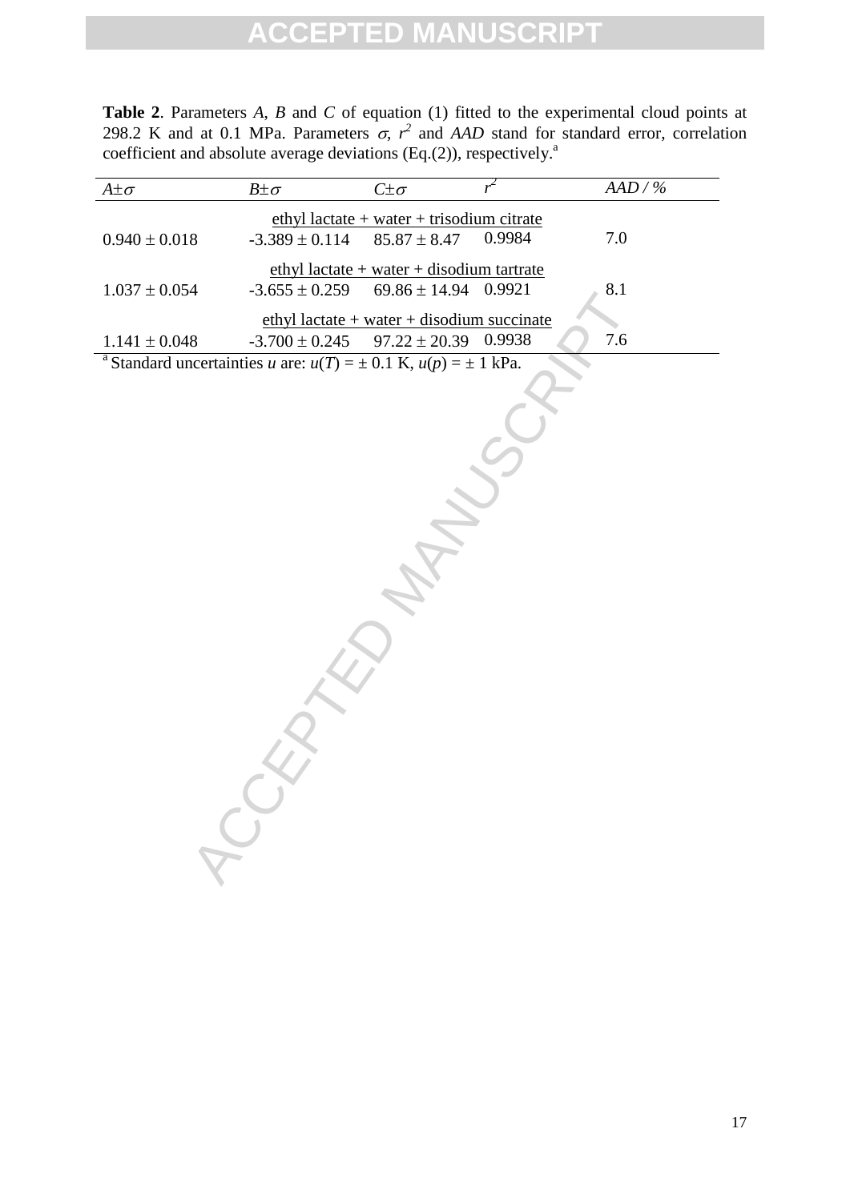**Table 2**. Parameters *A*, *B* and *C* of equation (1) fitted to the experimental cloud points at 298.2 K and at 0.1 MPa. Parameters $\sigma$, $r^2$ and *AAD* stand for standard error, correlation coefficient and absolute average deviations (Eq.(2)), respectively.[a]

| $A \pm \sigma$ | $B \pm \sigma$ | $C \pm \sigma$ | $r^2$ | $AAD$ / % |
|---|---|---|---|---|
| | | ethyl lactate + water + trisodium citrate | | |
| 0.940 ± 0.018 | -3.389 ± 0.114 | 85.87 ± 8.47 | 0.9984 | 7.0 |
| | | ethyl lactate + water + disodium tartrate | | |
| 1.037 ± 0.054 | -3.655 ± 0.259 | 69.86 ± 14.94 | 0.9921 | 8.1 |
| | | ethyl lactate + water + disodium succinate | | |
| 1.141 ± 0.048 | -3.700 ± 0.245 | 97.22 ± 20.39 | 0.9938 | 7.6 |

[a] Standard uncertainties *u* are: $u(T) = \pm 0.1$ K, $u(p) = \pm 1$ kPa.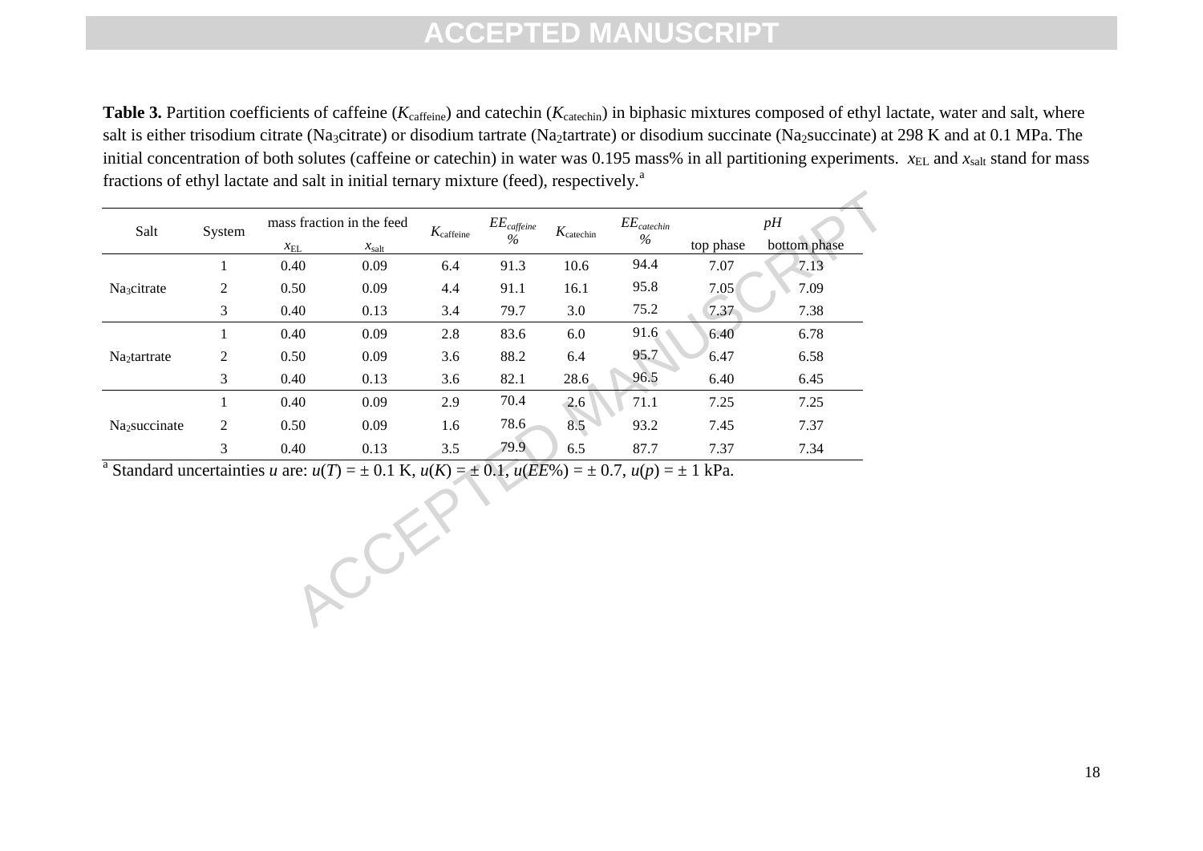**Table 3.** Partition coefficients of caffeine ($K_{caffeine}$) and catechin ($K_{catechin}$) in biphasic mixtures composed of ethyl lactate, water and salt, where salt is either trisodium citrate ($Na_3$citrate) or disodium tartrate ($Na_2$tartrate) or disodium succinate ($Na_2$succinate) at 298 K and at 0.1 MPa. The initial concentration of both solutes (caffeine or catechin) in water was 0.195 mass% in all partitioning experiments. $x_{EL}$ and $x_{salt}$ stand for mass fractions of ethyl lactate and salt in initial ternary mixture (feed), respectively.[a]

| Salt | System | mass fraction in the feed | | $K_{caffeine}$ | $EE_{caffeine}$ % | $K_{catechin}$ | $EE_{catechin}$ % | $pH$ | |
|---|---|---|---|---|---|---|---|---|---|
| | | $x_{EL}$ | $x_{salt}$ | | | | | top phase | bottom phase |
| $Na_3$citrate | 1 | 0.40 | 0.09 | 6.4 | 91.3 | 10.6 | 94.4 | 7.07 | 7.13 |
| | 2 | 0.50 | 0.09 | 4.4 | 91.1 | 16.1 | 95.8 | 7.05 | 7.09 |
| | 3 | 0.40 | 0.13 | 3.4 | 79.7 | 3.0 | 75.2 | 7.37 | 7.38 |
| $Na_2$tartrate | 1 | 0.40 | 0.09 | 2.8 | 83.6 | 6.0 | 91.6 | 6.40 | 6.78 |
| | 2 | 0.50 | 0.09 | 3.6 | 88.2 | 6.4 | 95.7 | 6.47 | 6.58 |
| | 3 | 0.40 | 0.13 | 3.6 | 82.1 | 28.6 | 96.5 | 6.40 | 6.45 |
| $Na_2$succinate | 1 | 0.40 | 0.09 | 2.9 | 70.4 | 2.6 | 71.1 | 7.25 | 7.25 |
| | 2 | 0.50 | 0.09 | 1.6 | 78.6 | 8.5 | 93.2 | 7.45 | 7.37 |
| | 3 | 0.40 | 0.13 | 3.5 | 79.9 | 6.5 | 87.7 | 7.37 | 7.34 |

[a] Standard uncertainties $u$ are: $u(T) = \pm$ 0.1 K, $u(K) = \pm$ 0.1, $u(EE\%) = \pm$ 0.7, $u(p) = \pm$ 1 kPa.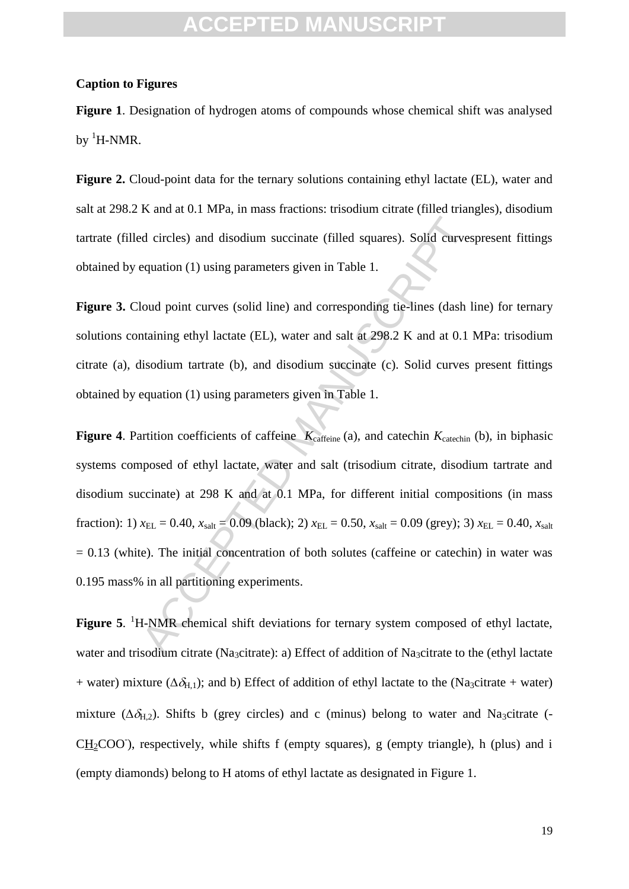**Caption to Figures**

**Figure 1**. Designation of hydrogen atoms of compounds whose chemical shift was analysed by $^{1}$H-NMR.

**Figure 2.** Cloud-point data for the ternary solutions containing ethyl lactate (EL), water and salt at 298.2 K and at 0.1 MPa, in mass fractions: trisodium citrate (filled triangles), disodium tartrate (filled circles) and disodium succinate (filled squares). Solid curvespresent fittings obtained by equation (1) using parameters given in Table 1.

**Figure 3.** Cloud point curves (solid line) and corresponding tie-lines (dash line) for ternary solutions containing ethyl lactate (EL), water and salt at 298.2 K and at 0.1 MPa: trisodium citrate (a), disodium tartrate (b), and disodium succinate (c). Solid curves present fittings obtained by equation (1) using parameters given in Table 1.

**Figure 4**. Partition coefficients of caffeine $K_{\text{caffeine}}$ (a), and catechin $K_{\text{catechin}}$ (b), in biphasic systems composed of ethyl lactate, water and salt (trisodium citrate, disodium tartrate and disodium succinate) at 298 K and at 0.1 MPa, for different initial compositions (in mass fraction): 1) $x_{\text{EL}} = 0.40$, $x_{\text{salt}} = 0.09$ (black); 2) $x_{\text{EL}} = 0.50$, $x_{\text{salt}} = 0.09$ (grey); 3) $x_{\text{EL}} = 0.40$, $x_{\text{salt}} = 0.13$ (white). The initial concentration of both solutes (caffeine or catechin) in water was 0.195 mass% in all partitioning experiments.

**Figure 5**. $^{1}$H-NMR chemical shift deviations for ternary system composed of ethyl lactate, water and trisodium citrate ($Na_3$citrate): a) Effect of addition of $Na_3$citrate to the (ethyl lactate + water) mixture ($\Delta\delta_{\text{H},1}$); and b) Effect of addition of ethyl lactate to the ($Na_3$citrate + water) mixture ($\Delta\delta_{\text{H},2}$). Shifts b (grey circles) and c (minus) belong to water and $Na_3$citrate (-C$\underline{H_2}$COO$^-$), respectively, while shifts f (empty squares), g (empty triangle), h (plus) and i (empty diamonds) belong to H atoms of ethyl lactate as designated in Figure 1.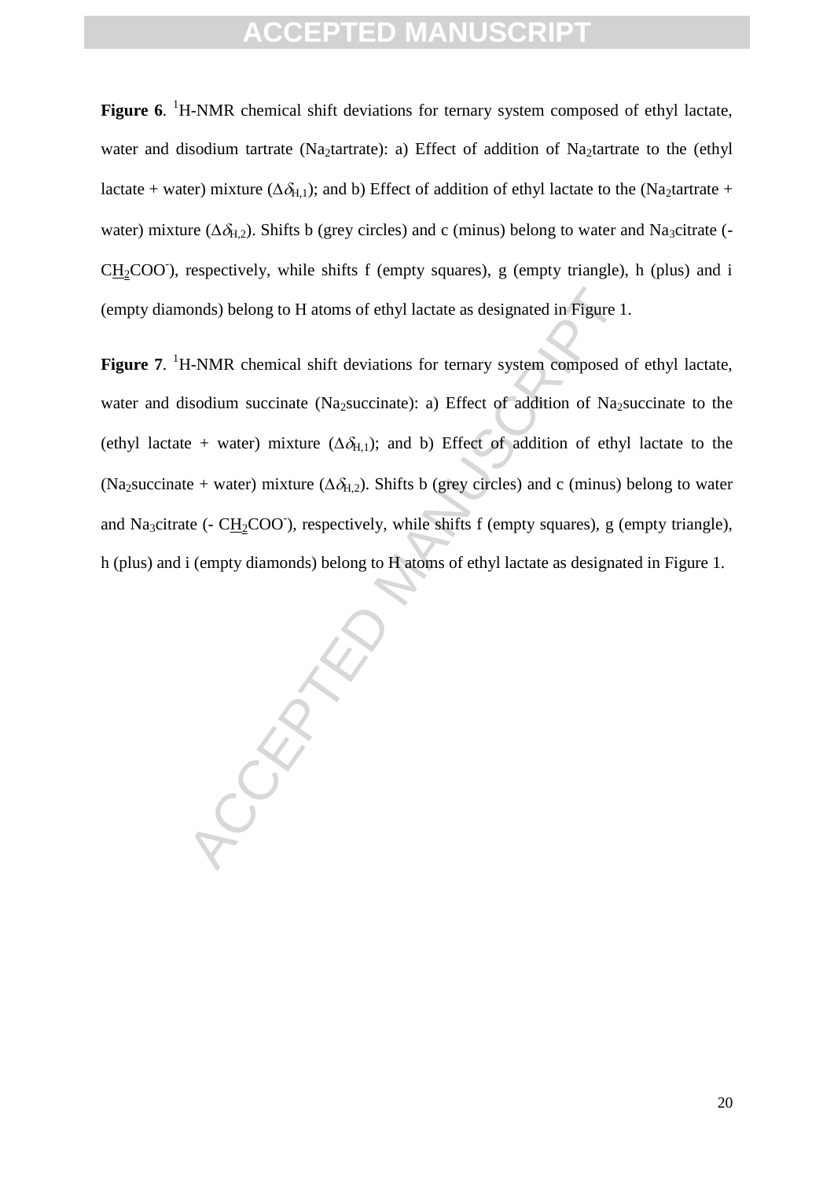**Figure 6**. [1]H-NMR chemical shift deviations for ternary system composed of ethyl lactate, water and disodium tartrate ($Na_2$tartrate): a) Effect of addition of $Na_2$tartrate to the (ethyl lactate + water) mixture ($\Delta\delta_{H,1}$); and b) Effect of addition of ethyl lactate to the ($Na_2$tartrate + water) mixture ($\Delta\delta_{H,2}$). Shifts b (grey circles) and c (minus) belong to water and $Na_3$citrate (-$C\underline{H_2}COO^-$), respectively, while shifts f (empty squares), g (empty triangle), h (plus) and i (empty diamonds) belong to H atoms of ethyl lactate as designated in Figure 1.

**Figure 7**. [1]H-NMR chemical shift deviations for ternary system composed of ethyl lactate, water and disodium succinate ($Na_2$succinate): a) Effect of addition of $Na_2$succinate to the (ethyl lactate + water) mixture ($\Delta\delta_{H,1}$); and b) Effect of addition of ethyl lactate to the ($Na_2$succinate + water) mixture ($\Delta\delta_{H,2}$). Shifts b (grey circles) and c (minus) belong to water and $Na_3$citrate (- $C\underline{H_2}COO^-$), respectively, while shifts f (empty squares), g (empty triangle), h (plus) and i (empty diamonds) belong to H atoms of ethyl lactate as designated in Figure 1.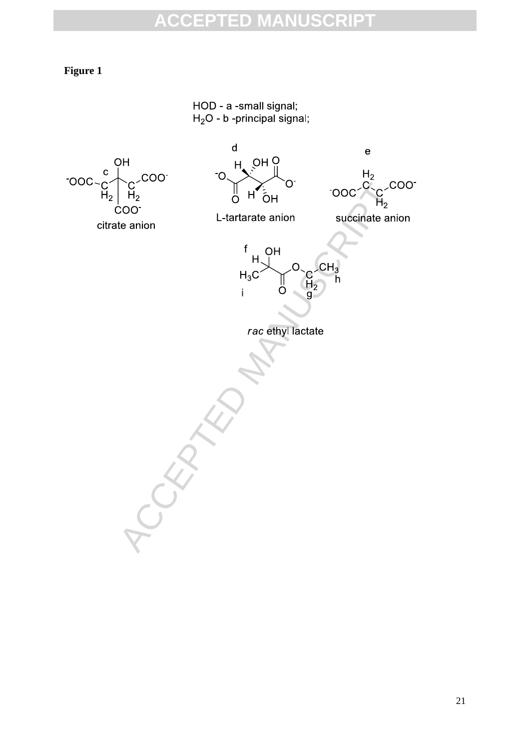**Figure 1**

HOD - a -small signal;
$H_2O$ - b -principal signal;

citrate anion (c)

L-tartarate anion (d)

succinate anion (e)

*rac* ethyl lactate (f, g, h, i)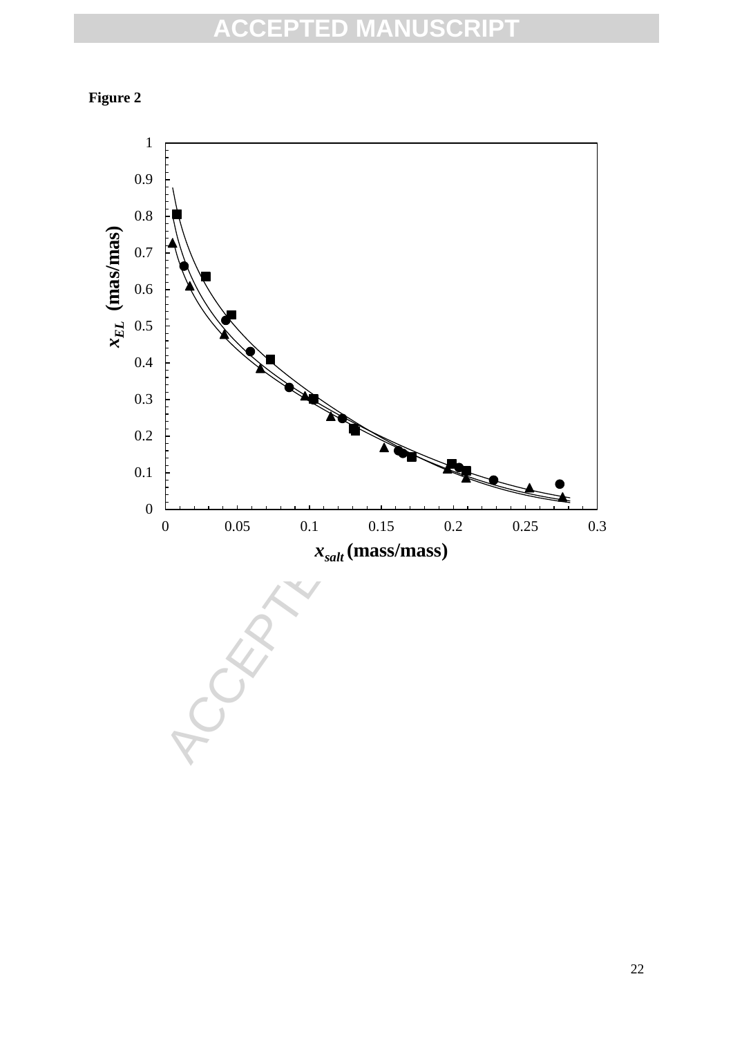**Figure 2**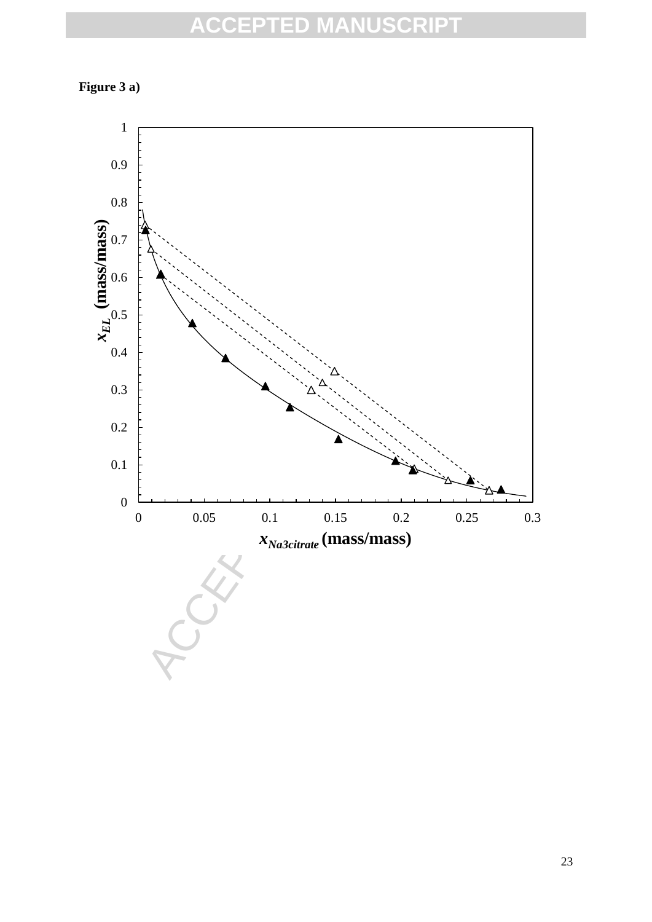**Figure 3 a)**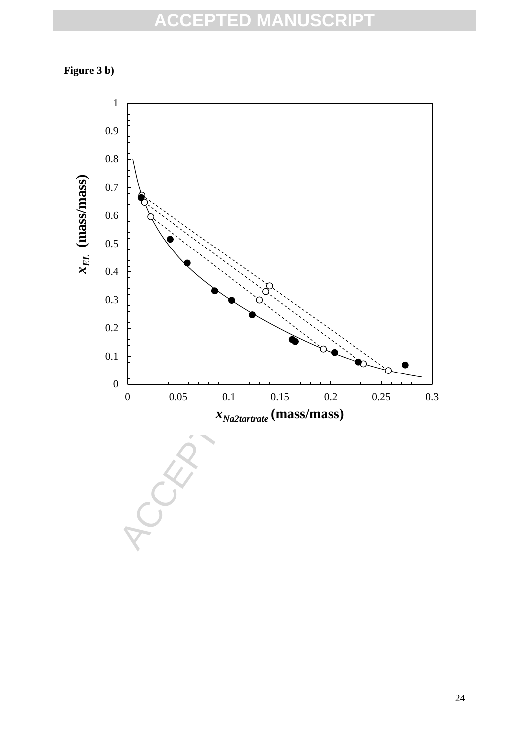**Figure 3 b)**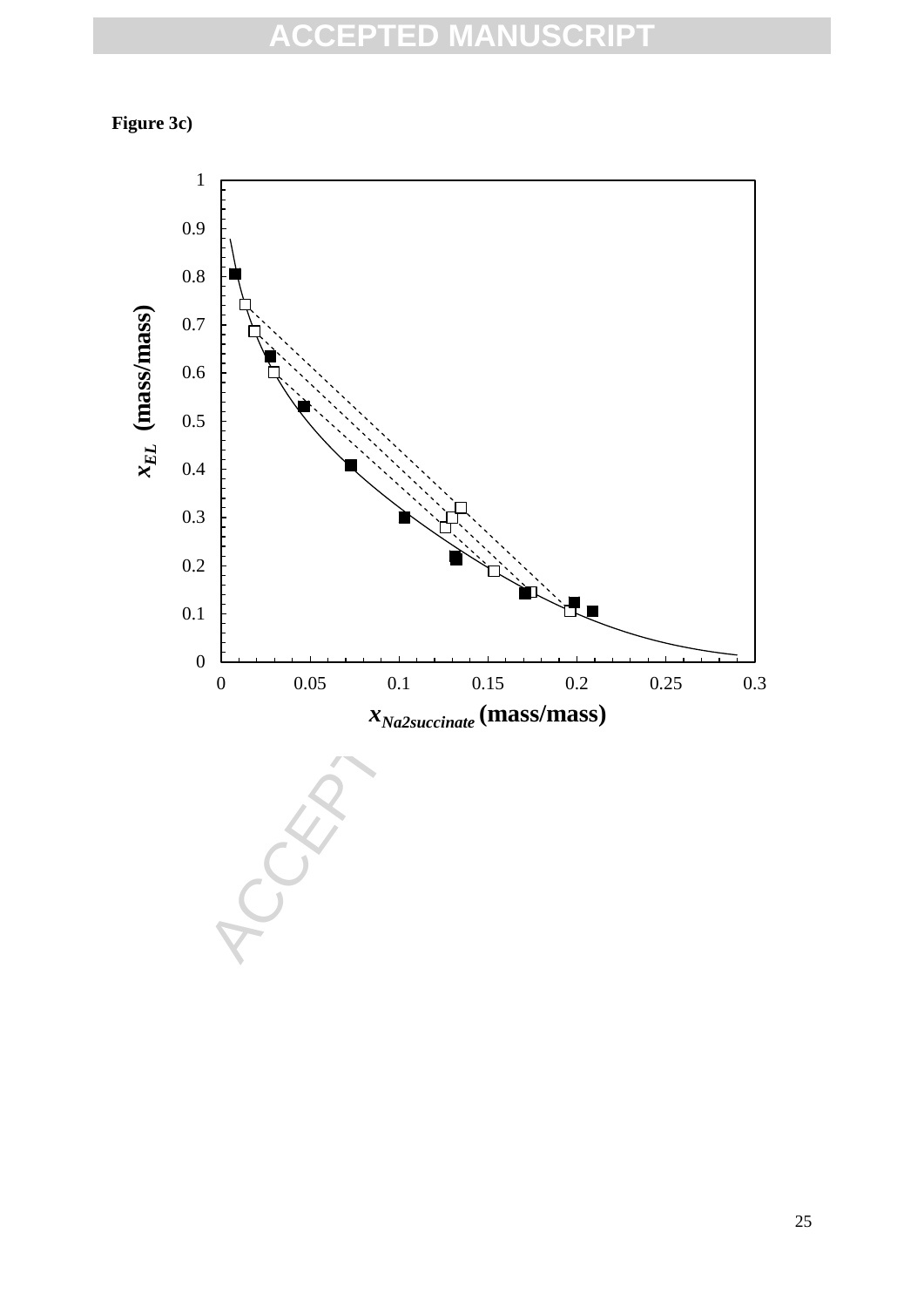**Figure 3c)**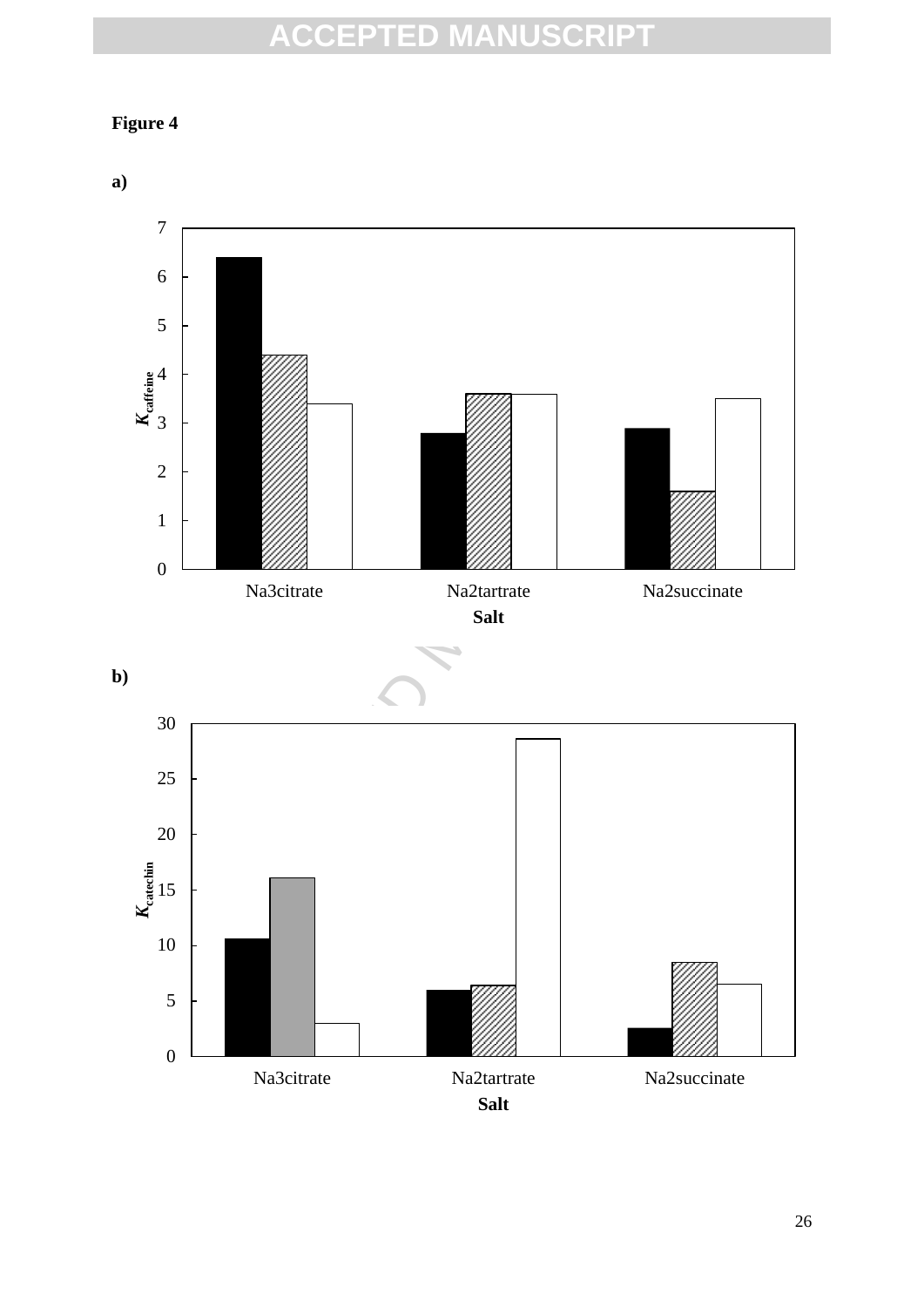**Figure 4**

**a)**

**b)**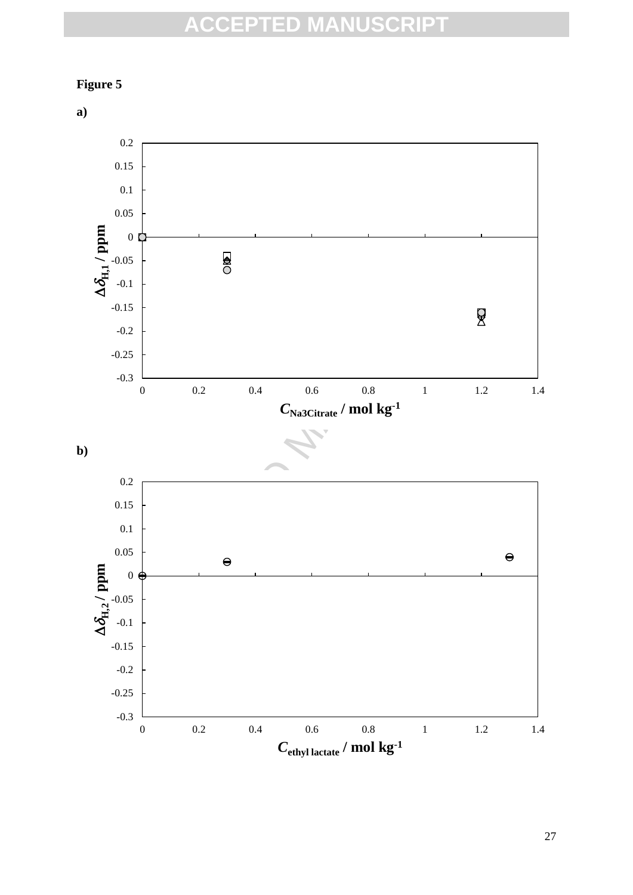**Figure 5**

**a)**

**b)**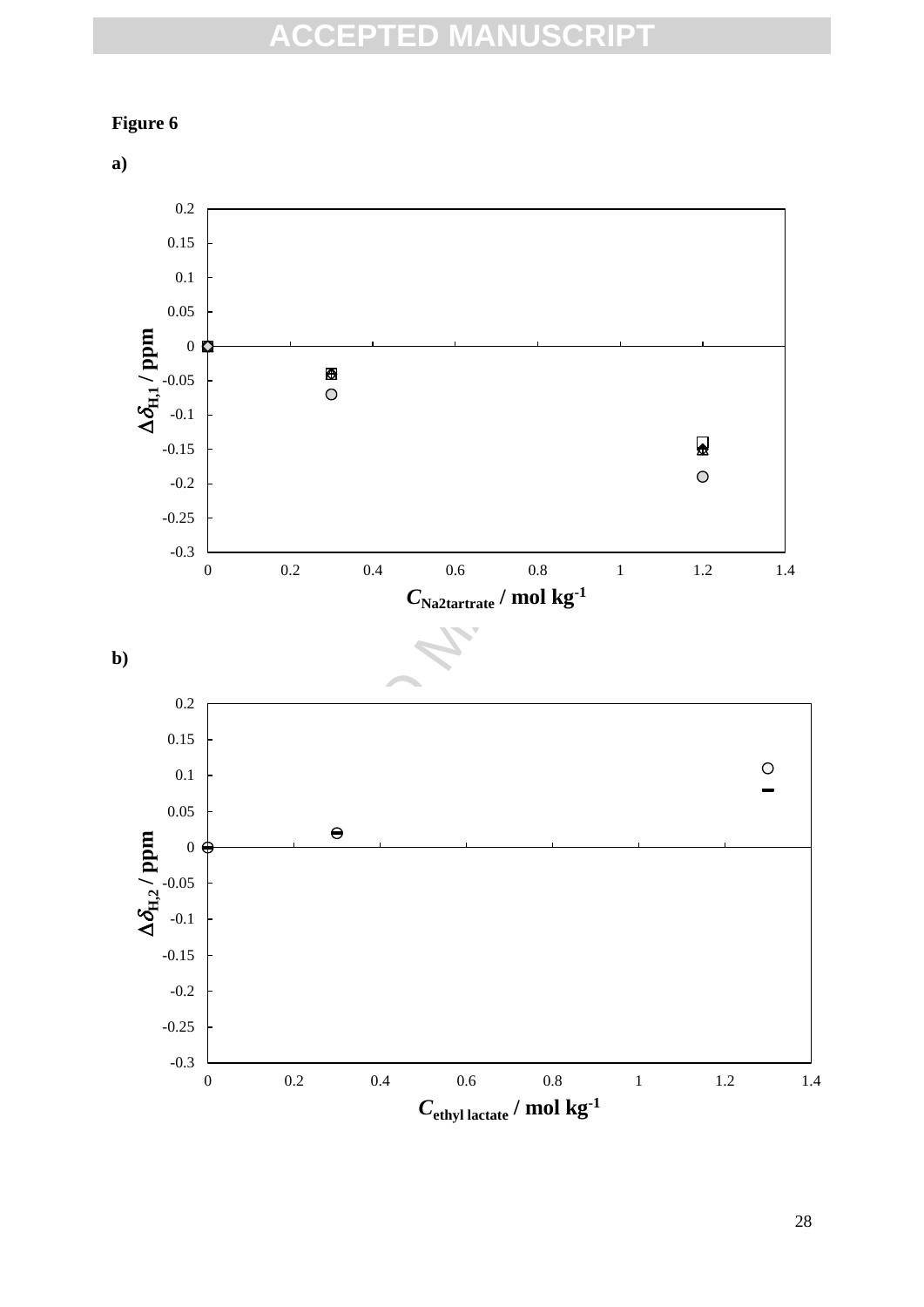**Figure 6**

**a)**

**b)**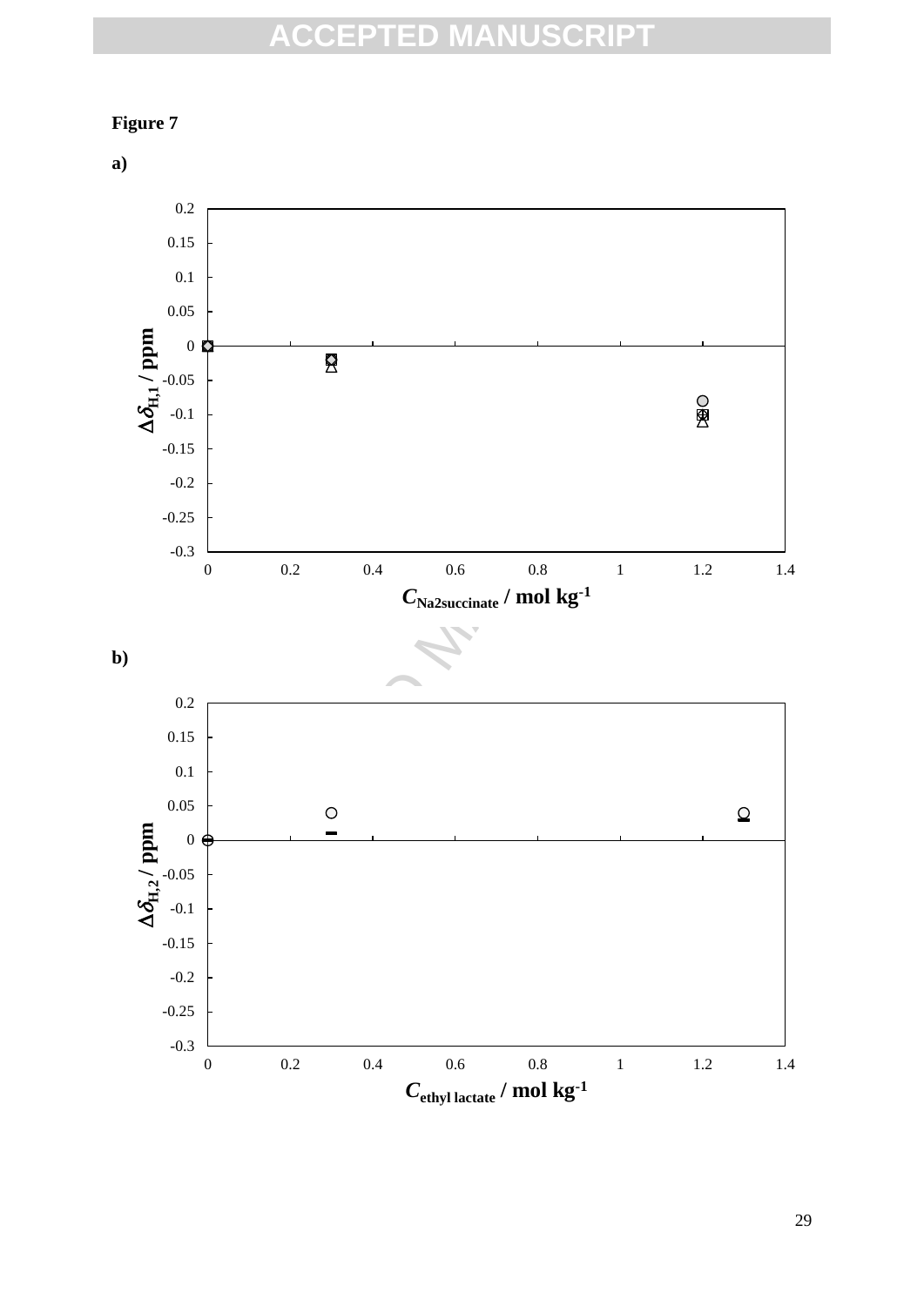**Figure 7**

**a)**

**b)**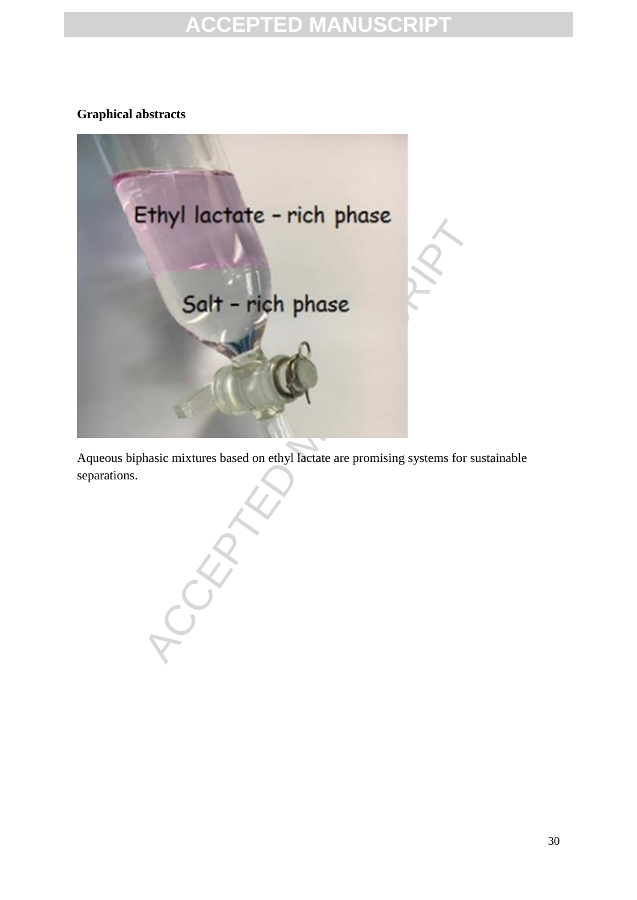**Graphical abstracts**

Aqueous biphasic mixtures based on ethyl lactate are promising systems for sustainable separations.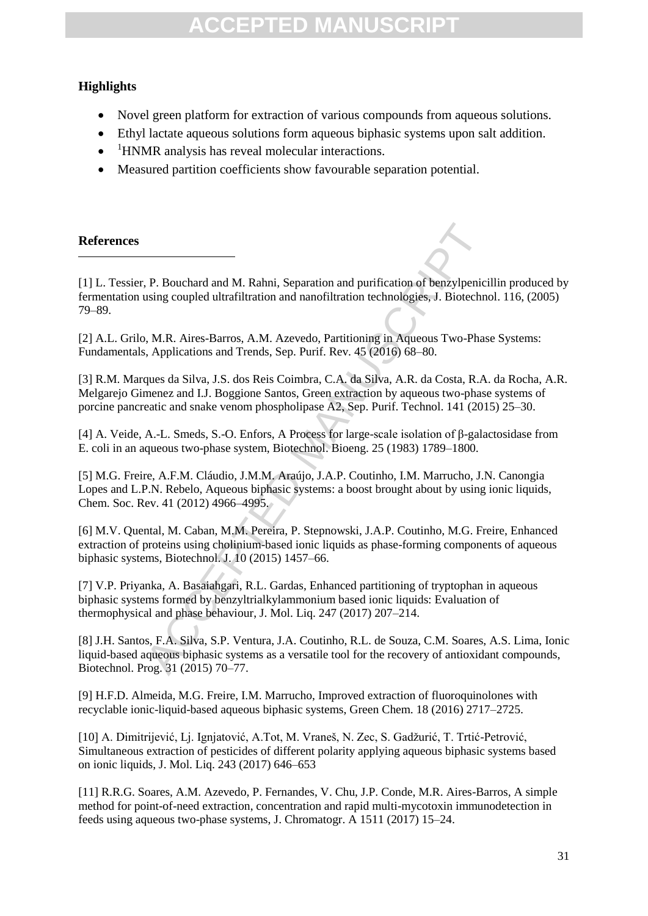## Highlights

- Novel green platform for extraction of various compounds from aqueous solutions.
- Ethyl lactate aqueous solutions form aqueous biphasic systems upon salt addition.
- $^{1}$HNMR analysis has reveal molecular interactions.
- Measured partition coefficients show favourable separation potential.

## References

[1] L. Tessier, P. Bouchard and M. Rahni, Separation and purification of benzylpenicillin produced by fermentation using coupled ultrafiltration and nanofiltration technologies, J. Biotechnol. 116, (2005) 79–89.

[2] A.L. Grilo, M.R. Aires-Barros, A.M. Azevedo, Partitioning in Aqueous Two-Phase Systems: Fundamentals, Applications and Trends, Sep. Purif. Rev. 45 (2016) 68–80.

[3] R.M. Marques da Silva, J.S. dos Reis Coimbra, C.A. da Silva, A.R. da Costa, R.A. da Rocha, A.R. Melgarejo Gimenez and I.J. Boggione Santos, Green extraction by aqueous two-phase systems of porcine pancreatic and snake venom phospholipase A2, Sep. Purif. Technol. 141 (2015) 25–30.

[4] A. Veide, A.-L. Smeds, S.-O. Enfors, A Process for large-scale isolation of β-galactosidase from E. coli in an aqueous two-phase system, Biotechnol. Bioeng. 25 (1983) 1789–1800.

[5] M.G. Freire, A.F.M. Cláudio, J.M.M. Araújo, J.A.P. Coutinho, I.M. Marrucho, J.N. Canongia Lopes and L.P.N. Rebelo, Aqueous biphasic systems: a boost brought about by using ionic liquids, Chem. Soc. Rev. 41 (2012) 4966–4995.

[6] M.V. Quental, M. Caban, M.M. Pereira, P. Stepnowski, J.A.P. Coutinho, M.G. Freire, Enhanced extraction of proteins using cholinium-based ionic liquids as phase-forming components of aqueous biphasic systems, Biotechnol. J. 10 (2015) 1457–66.

[7] V.P. Priyanka, A. Basaiahgari, R.L. Gardas, Enhanced partitioning of tryptophan in aqueous biphasic systems formed by benzyltrialkylammonium based ionic liquids: Evaluation of thermophysical and phase behaviour, J. Mol. Liq. 247 (2017) 207–214.

[8] J.H. Santos, F.A. Silva, S.P. Ventura, J.A. Coutinho, R.L. de Souza, C.M. Soares, A.S. Lima, Ionic liquid-based aqueous biphasic systems as a versatile tool for the recovery of antioxidant compounds, Biotechnol. Prog. 31 (2015) 70–77.

[9] H.F.D. Almeida, M.G. Freire, I.M. Marrucho, Improved extraction of fluoroquinolones with recyclable ionic-liquid-based aqueous biphasic systems, Green Chem. 18 (2016) 2717–2725.

[10] A. Dimitrijević, Lj. Ignjatović, A.Tot, M. Vraneš, N. Zec, S. Gadžurić, T. Trtić-Petrović, Simultaneous extraction of pesticides of different polarity applying aqueous biphasic systems based on ionic liquids, J. Mol. Liq. 243 (2017) 646–653

[11] R.R.G. Soares, A.M. Azevedo, P. Fernandes, V. Chu, J.P. Conde, M.R. Aires-Barros, A simple method for point-of-need extraction, concentration and rapid multi-mycotoxin immunodetection in feeds using aqueous two-phase systems, J. Chromatogr. A 1511 (2017) 15–24.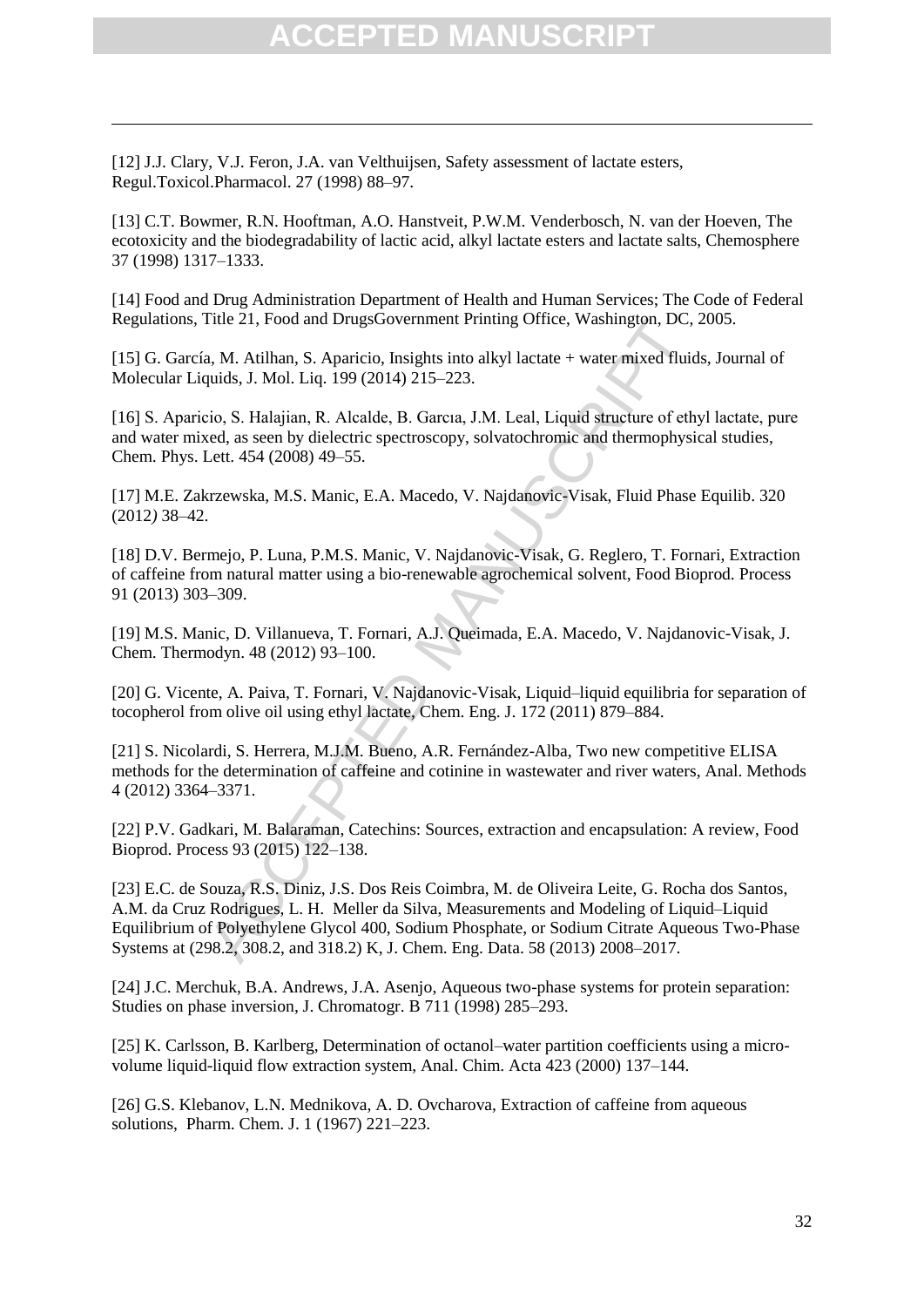[12] J.J. Clary, V.J. Feron, J.A. van Velthuijsen, Safety assessment of lactate esters, Regul.Toxicol.Pharmacol. 27 (1998) 88–97.

[13] C.T. Bowmer, R.N. Hooftman, A.O. Hanstveit, P.W.M. Venderbosch, N. van der Hoeven, The ecotoxicity and the biodegradability of lactic acid, alkyl lactate esters and lactate salts, Chemosphere 37 (1998) 1317–1333.

[14] Food and Drug Administration Department of Health and Human Services; The Code of Federal Regulations, Title 21, Food and DrugsGovernment Printing Office, Washington, DC, 2005.

[15] G. García, M. Atilhan, S. Aparicio, Insights into alkyl lactate + water mixed fluids, Journal of Molecular Liquids, J. Mol. Liq. 199 (2014) 215–223.

[16] S. Aparicio, S. Halajian, R. Alcalde, B. Garcıa, J.M. Leal, Liquid structure of ethyl lactate, pure and water mixed, as seen by dielectric spectroscopy, solvatochromic and thermophysical studies, Chem. Phys. Lett. 454 (2008) 49–55.

[17] M.E. Zakrzewska, M.S. Manic, E.A. Macedo, V. Najdanovic-Visak, Fluid Phase Equilib. 320 (2012) 38–42.

[18] D.V. Bermejo, P. Luna, P.M.S. Manic, V. Najdanovic-Visak, G. Reglero, T. Fornari, Extraction of caffeine from natural matter using a bio-renewable agrochemical solvent, Food Bioprod. Process 91 (2013) 303–309.

[19] M.S. Manic, D. Villanueva, T. Fornari, A.J. Queimada, E.A. Macedo, V. Najdanovic-Visak, J. Chem. Thermodyn. 48 (2012) 93–100.

[20] G. Vicente, A. Paiva, T. Fornari, V. Najdanovic-Visak, Liquid–liquid equilibria for separation of tocopherol from olive oil using ethyl lactate, Chem. Eng. J. 172 (2011) 879–884.

[21] S. Nicolardi, S. Herrera, M.J.M. Bueno, A.R. Fernández-Alba, Two new competitive ELISA methods for the determination of caffeine and cotinine in wastewater and river waters, Anal. Methods 4 (2012) 3364–3371.

[22] P.V. Gadkari, M. Balaraman, Catechins: Sources, extraction and encapsulation: A review, Food Bioprod. Process 93 (2015) 122–138.

[23] E.C. de Souza, R.S. Diniz, J.S. Dos Reis Coimbra, M. de Oliveira Leite, G. Rocha dos Santos, A.M. da Cruz Rodrigues, L. H. Meller da Silva, Measurements and Modeling of Liquid–Liquid Equilibrium of Polyethylene Glycol 400, Sodium Phosphate, or Sodium Citrate Aqueous Two-Phase Systems at (298.2, 308.2, and 318.2) K, J. Chem. Eng. Data. 58 (2013) 2008–2017.

[24] J.C. Merchuk, B.A. Andrews, J.A. Asenjo, Aqueous two-phase systems for protein separation: Studies on phase inversion, J. Chromatogr. B 711 (1998) 285–293.

[25] K. Carlsson, B. Karlberg, Determination of octanol–water partition coefficients using a micro-volume liquid-liquid flow extraction system, Anal. Chim. Acta 423 (2000) 137–144.

[26] G.S. Klebanov, L.N. Mednikova, A. D. Ovcharova, Extraction of caffeine from aqueous solutions, Pharm. Chem. J. 1 (1967) 221–223.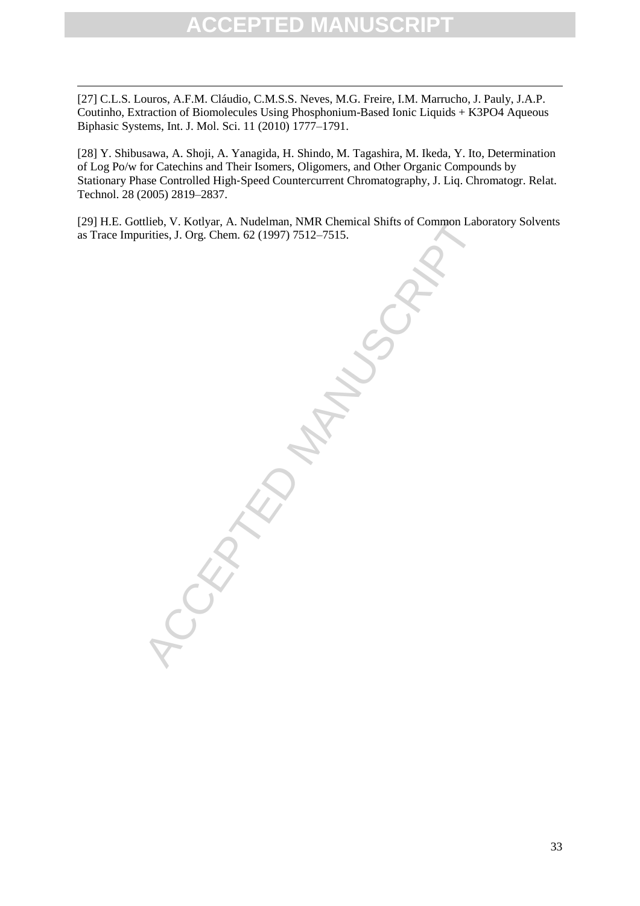[27] C.L.S. Louros, A.F.M. Cláudio, C.M.S.S. Neves, M.G. Freire, I.M. Marrucho, J. Pauly, J.A.P. Coutinho, Extraction of Biomolecules Using Phosphonium-Based Ionic Liquids + K3PO4 Aqueous Biphasic Systems, Int. J. Mol. Sci. 11 (2010) 1777–1791.

[28] Y. Shibusawa, A. Shoji, A. Yanagida, H. Shindo, M. Tagashira, M. Ikeda, Y. Ito, Determination of Log Po/w for Catechins and Their Isomers, Oligomers, and Other Organic Compounds by Stationary Phase Controlled High-Speed Countercurrent Chromatography, J. Liq. Chromatogr. Relat. Technol. 28 (2005) 2819–2837.

[29] H.E. Gottlieb, V. Kotlyar, A. Nudelman, NMR Chemical Shifts of Common Laboratory Solvents as Trace Impurities, J. Org. Chem. 62 (1997) 7512–7515.